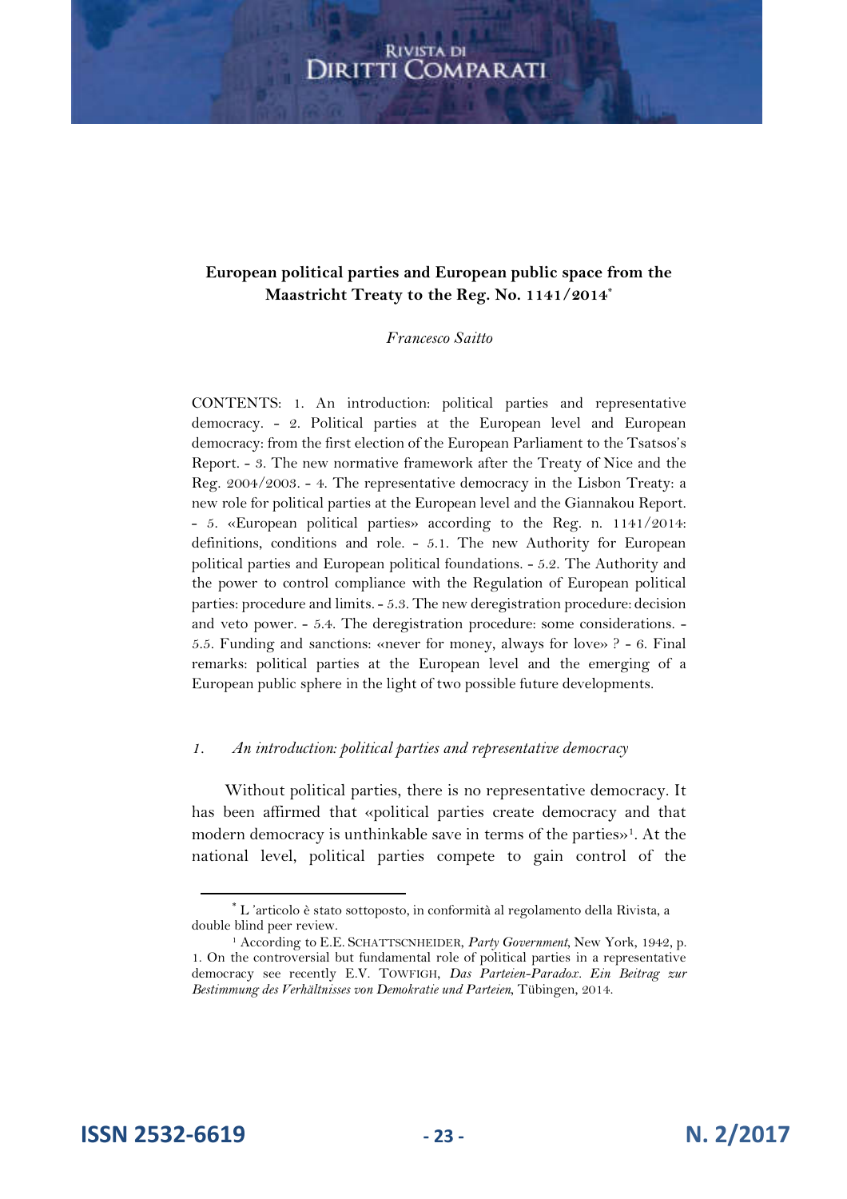# European political parties and European public space from the Maastricht Treaty to the Reg. No. 1141/2014[*]

*Francesco Saitto*

CONTENTS: 1. An introduction: political parties and representative democracy. - 2. Political parties at the European level and European democracy: from the first election of the European Parliament to the Tsatsos's Report. - 3. The new normative framework after the Treaty of Nice and the Reg. 2004/2003. - 4. The representative democracy in the Lisbon Treaty: a new role for political parties at the European level and the Giannakou Report. - 5. «European political parties» according to the Reg. n. 1141/2014: definitions, conditions and role. - 5.1. The new Authority for European political parties and European political foundations. - 5.2. The Authority and the power to control compliance with the Regulation of European political parties: procedure and limits. - 5.3. The new deregistration procedure: decision and veto power. - 5.4. The deregistration procedure: some considerations. - 5.5. Funding and sanctions: «never for money, always for love» ? - 6. Final remarks: political parties at the European level and the emerging of a European public sphere in the light of two possible future developments.

## *1. An introduction: political parties and representative democracy*

Without political parties, there is no representative democracy. It has been affirmed that «political parties create democracy and that modern democracy is unthinkable save in terms of the parties»[1]. At the national level, political parties compete to gain control of the

---

[*] L 'articolo è stato sottoposto, in conformità al regolamento della Rivista, a double blind peer review.

[1] According to E.E. SCHATTSCNHEIDER, *Party Government*, New York, 1942, p. 1. On the controversial but fundamental role of political parties in a representative democracy see recently E.V. TOWFIGH, *Das Parteien-Paradox. Ein Beitrag zur Bestimmung des Verhältnisses von Demokratie und Parteien*, Tübingen, 2014.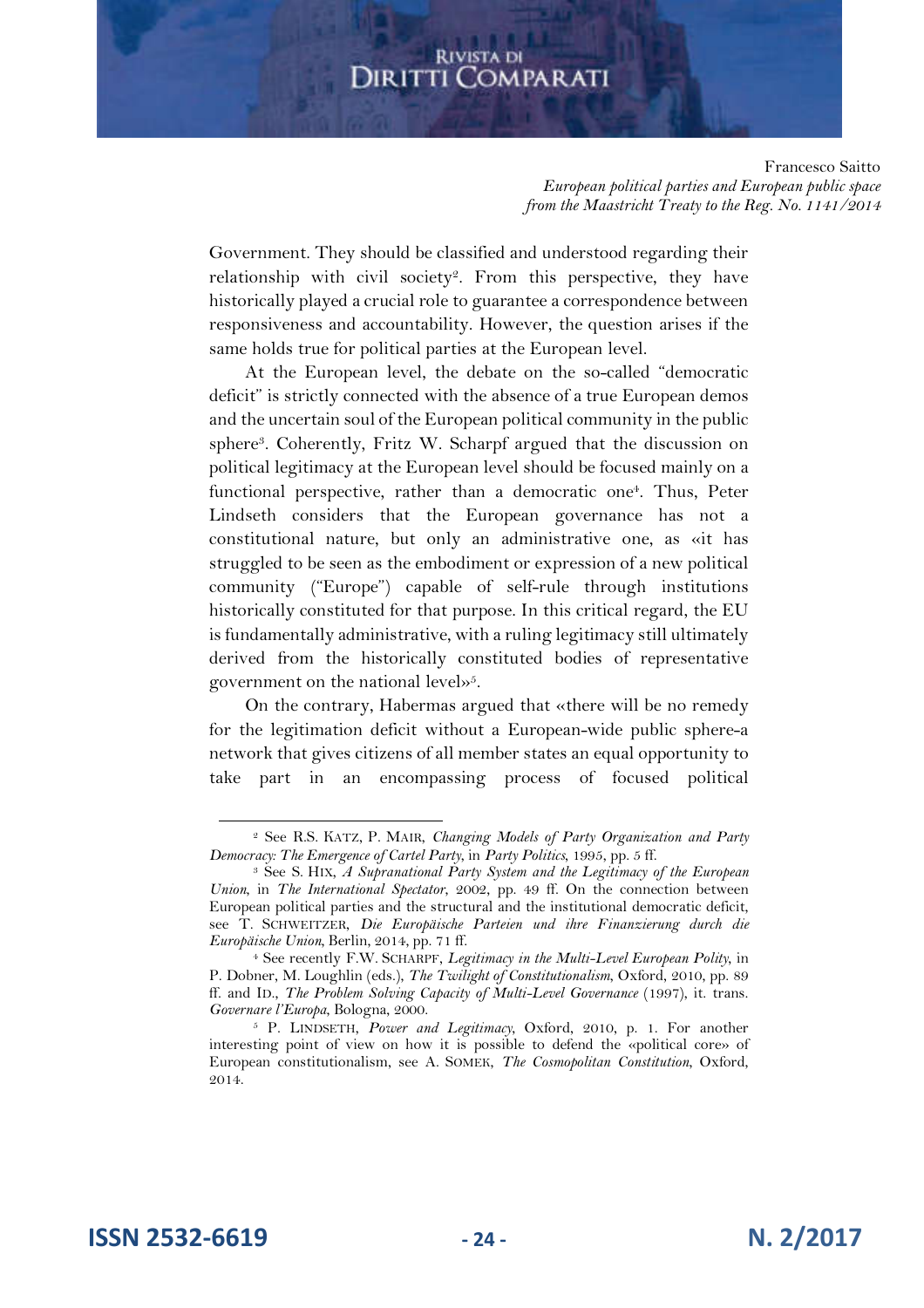Government. They should be classified and understood regarding their relationship with civil society[2]. From this perspective, they have historically played a crucial role to guarantee a correspondence between responsiveness and accountability. However, the question arises if the same holds true for political parties at the European level.

At the European level, the debate on the so-called "democratic deficit" is strictly connected with the absence of a true European demos and the uncertain soul of the European political community in the public sphere[3]. Coherently, Fritz W. Scharpf argued that the discussion on political legitimacy at the European level should be focused mainly on a functional perspective, rather than a democratic one[4]. Thus, Peter Lindseth considers that the European governance has not a constitutional nature, but only an administrative one, as «it has struggled to be seen as the embodiment or expression of a new political community ("Europe") capable of self-rule through institutions historically constituted for that purpose. In this critical regard, the EU is fundamentally administrative, with a ruling legitimacy still ultimately derived from the historically constituted bodies of representative government on the national level»[5].

On the contrary, Habermas argued that «there will be no remedy for the legitimation deficit without a European-wide public sphere-a network that gives citizens of all member states an equal opportunity to take part in an encompassing process of focused political

---

[2] See R.S. Katz, P. Mair, *Changing Models of Party Organization and Party Democracy: The Emergence of Cartel Party*, in *Party Politics*, 1995, pp. 5 ff.

[3] See S. Hix, *A Supranational Party System and the Legitimacy of the European Union*, in *The International Spectator*, 2002, pp. 49 ff. On the connection between European political parties and the structural and the institutional democratic deficit, see T. Schweitzer, *Die Europäische Parteien und ihre Finanzierung durch die Europäische Union*, Berlin, 2014, pp. 71 ff.

[4] See recently F.W. Scharpf, *Legitimacy in the Multi-Level European Polity*, in P. Dobner, M. Loughlin (eds.), *The Twilight of Constitutionalism*, Oxford, 2010, pp. 89 ff. and Id., *The Problem Solving Capacity of Multi-Level Governance* (1997), it. trans. *Governare l'Europa*, Bologna, 2000.

[5] P. Lindseth, *Power and Legitimacy*, Oxford, 2010, p. 1. For another interesting point of view on how it is possible to defend the «political core» of European constitutionalism, see A. Somek, *The Cosmopolitan Constitution*, Oxford, 2014.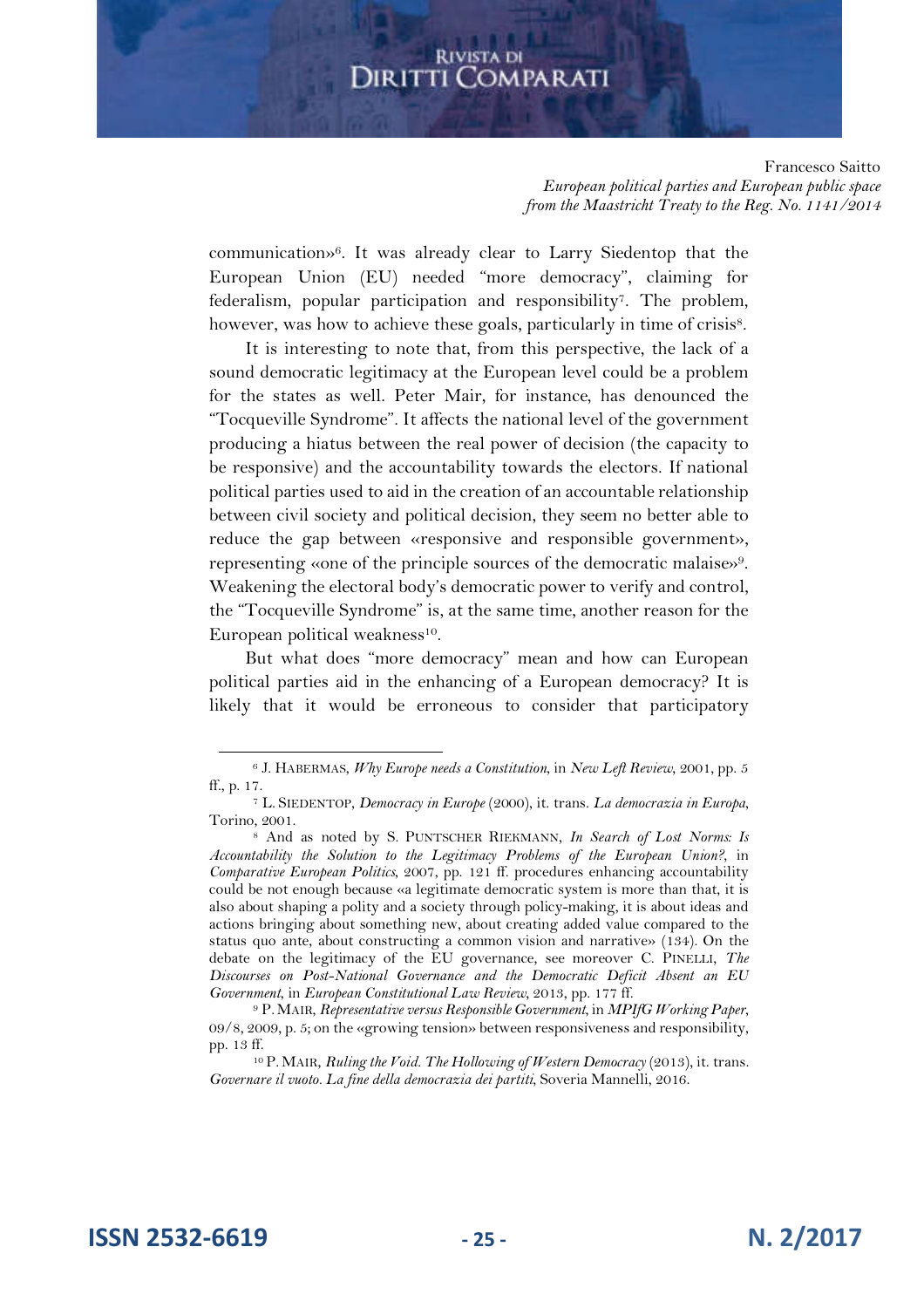communication»[6]. It was already clear to Larry Siedentop that the European Union (EU) needed "more democracy", claiming for federalism, popular participation and responsibility[7]. The problem, however, was how to achieve these goals, particularly in time of crisis[8].

It is interesting to note that, from this perspective, the lack of a sound democratic legitimacy at the European level could be a problem for the states as well. Peter Mair, for instance, has denounced the "Tocqueville Syndrome". It affects the national level of the government producing a hiatus between the real power of decision (the capacity to be responsive) and the accountability towards the electors. If national political parties used to aid in the creation of an accountable relationship between civil society and political decision, they seem no better able to reduce the gap between «responsive and responsible government», representing «one of the principle sources of the democratic malaise»[9]. Weakening the electoral body's democratic power to verify and control, the "Tocqueville Syndrome" is, at the same time, another reason for the European political weakness[10].

But what does "more democracy" mean and how can European political parties aid in the enhancing of a European democracy? It is likely that it would be erroneous to consider that participatory

---

[6] J. HABERMAS, *Why Europe needs a Constitution*, in *New Left Review*, 2001, pp. 5 ff., p. 17.

[7] L. SIEDENTOP, *Democracy in Europe* (2000), it. trans. *La democrazia in Europa*, Torino, 2001.

[8] And as noted by S. PUNTSCHER RIEKMANN, *In Search of Lost Norms: Is Accountability the Solution to the Legitimacy Problems of the European Union?*, in *Comparative European Politics*, 2007, pp. 121 ff. procedures enhancing accountability could be not enough because «a legitimate democratic system is more than that, it is also about shaping a polity and a society through policy-making, it is about ideas and actions bringing about something new, about creating added value compared to the status quo ante, about constructing a common vision and narrative» (134). On the debate on the legitimacy of the EU governance, see moreover C. PINELLI, *The Discourses on Post-National Governance and the Democratic Deficit Absent an EU Government*, in *European Constitutional Law Review*, 2013, pp. 177 ff.

[9] P. MAIR, *Representative versus Responsible Government*, in *MPIfG Working Paper*, 09/8, 2009, p. 5; on the «growing tension» between responsiveness and responsibility, pp. 13 ff.

[10] P. MAIR, *Ruling the Void. The Hollowing of Western Democracy* (2013), it. trans. *Governare il vuoto. La fine della democrazia dei partiti*, Soveria Mannelli, 2016.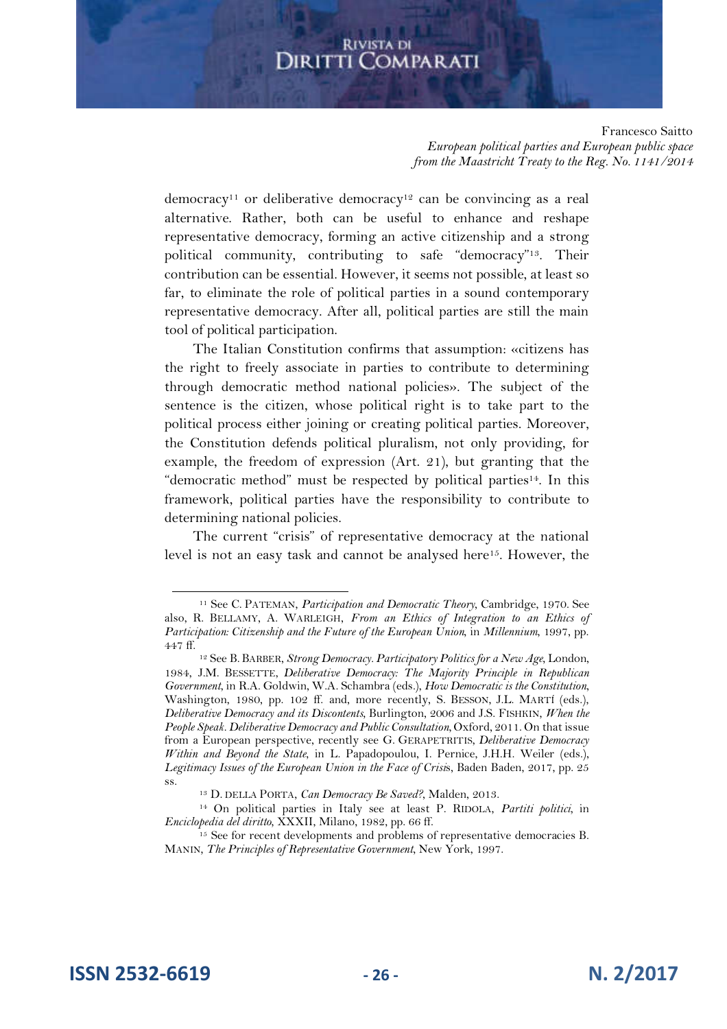democracy[11] or deliberative democracy[12] can be convincing as a real alternative. Rather, both can be useful to enhance and reshape representative democracy, forming an active citizenship and a strong political community, contributing to safe "democracy"[13]. Their contribution can be essential. However, it seems not possible, at least so far, to eliminate the role of political parties in a sound contemporary representative democracy. After all, political parties are still the main tool of political participation.

The Italian Constitution confirms that assumption: «citizens has the right to freely associate in parties to contribute to determining through democratic method national policies». The subject of the sentence is the citizen, whose political right is to take part to the political process either joining or creating political parties. Moreover, the Constitution defends political pluralism, not only providing, for example, the freedom of expression (Art. 21), but granting that the "democratic method" must be respected by political parties[14]. In this framework, political parties have the responsibility to contribute to determining national policies.

The current "crisis" of representative democracy at the national level is not an easy task and cannot be analysed here[15]. However, the

---

[11] See C. PATEMAN, *Participation and Democratic Theory*, Cambridge, 1970. See also, R. BELLAMY, A. WARLEIGH, *From an Ethics of Integration to an Ethics of Participation: Citizenship and the Future of the European Union*, in *Millennium*, 1997, pp. 447 ff.

[12] See B. BARBER, *Strong Democracy. Participatory Politics for a New Age*, London, 1984, J.M. BESSETTE, *Deliberative Democracy: The Majority Principle in Republican Government*, in R.A. Goldwin, W.A. Schambra (eds.), *How Democratic is the Constitution*, Washington, 1980, pp. 102 ff. and, more recently, S. BESSON, J.L. MARTÍ (eds.), *Deliberative Democracy and its Discontents*, Burlington, 2006 and J.S. FISHKIN, *When the People Speak. Deliberative Democracy and Public Consultation*, Oxford, 2011. On that issue from a European perspective, recently see G. GERAPETRITIS, *Deliberative Democracy Within and Beyond the State*, in L. Papadopoulou, I. Pernice, J.H.H. Weiler (eds.), *Legitimacy Issues of the European Union in the Face of Crisis*, Baden Baden, 2017, pp. 25 ss.

[13] D. DELLA PORTA, *Can Democracy Be Saved?*, Malden, 2013.

[14] On political parties in Italy see at least P. RIDOLA, *Partiti politici*, in *Enciclopedia del diritto*, XXXII, Milano, 1982, pp. 66 ff.

[15] See for recent developments and problems of representative democracies B. MANIN, *The Principles of Representative Government*, New York, 1997.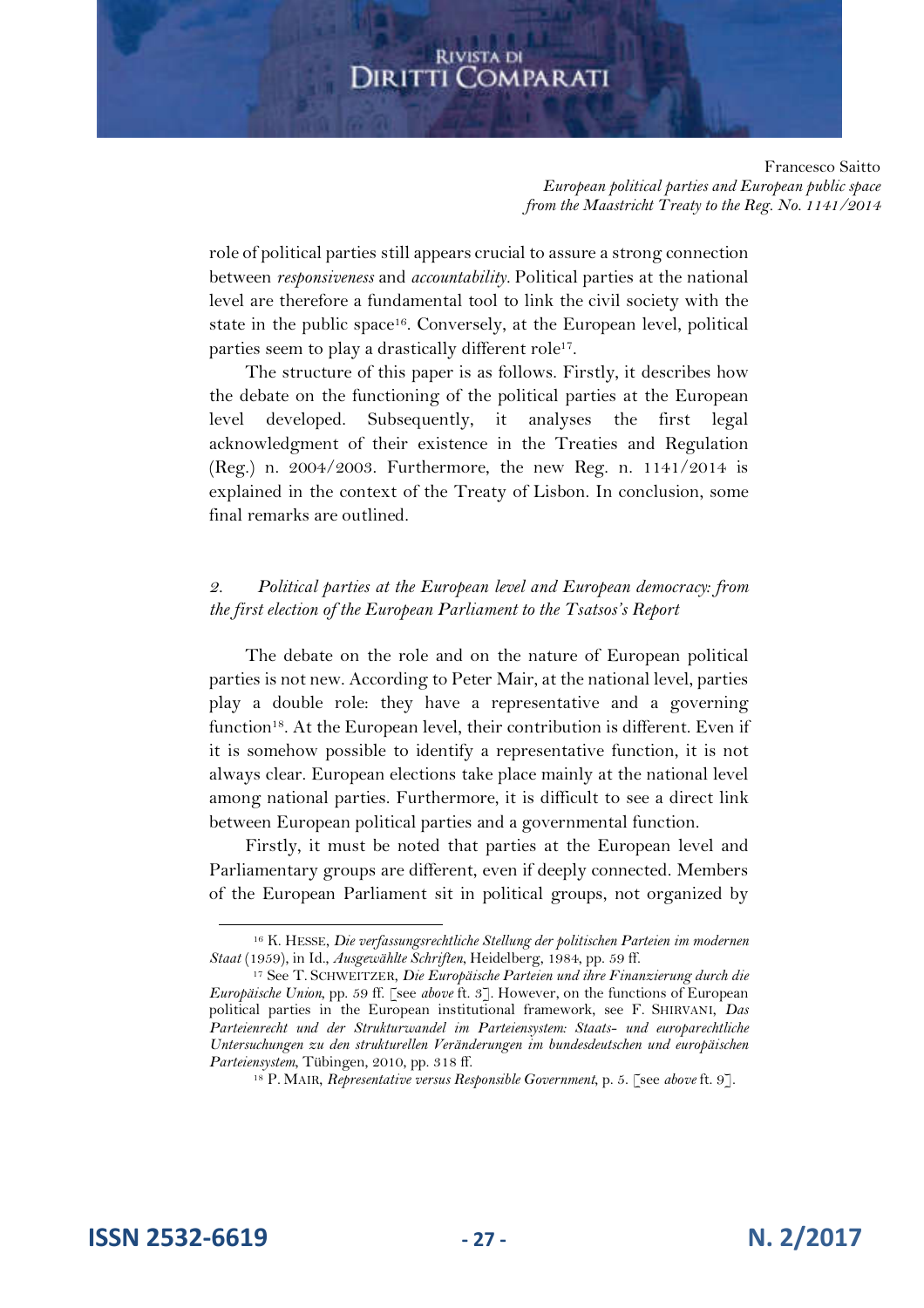role of political parties still appears crucial to assure a strong connection between *responsiveness* and *accountability*. Political parties at the national level are therefore a fundamental tool to link the civil society with the state in the public space[16]. Conversely, at the European level, political parties seem to play a drastically different role[17].

The structure of this paper is as follows. Firstly, it describes how the debate on the functioning of the political parties at the European level developed. Subsequently, it analyses the first legal acknowledgment of their existence in the Treaties and Regulation (Reg.) n. 2004/2003. Furthermore, the new Reg. n. 1141/2014 is explained in the context of the Treaty of Lisbon. In conclusion, some final remarks are outlined.

## 2. *Political parties at the European level and European democracy: from the first election of the European Parliament to the Tsatsos's Report*

The debate on the role and on the nature of European political parties is not new. According to Peter Mair, at the national level, parties play a double role: they have a representative and a governing function[18]. At the European level, their contribution is different. Even if it is somehow possible to identify a representative function, it is not always clear. European elections take place mainly at the national level among national parties. Furthermore, it is difficult to see a direct link between European political parties and a governmental function.

Firstly, it must be noted that parties at the European level and Parliamentary groups are different, even if deeply connected. Members of the European Parliament sit in political groups, not organized by

---

[16] K. HESSE, *Die verfassungsrechtliche Stellung der politischen Parteien im modernen Staat* (1959), in Id., *Ausgewählte Schriften*, Heidelberg, 1984, pp. 59 ff.

[17] See T. SCHWEITZER, *Die Europäische Parteien und ihre Finanzierung durch die Europäische Union*, pp. 59 ff. [see *above* ft. 3]. However, on the functions of European political parties in the European institutional framework, see F. SHIRVANI, *Das Parteienrecht und der Strukturwandel im Parteiensystem: Staats- und europarechtliche Untersuchungen zu den strukturellen Veränderungen im bundesdeutschen und europäischen Parteiensystem*, Tübingen, 2010, pp. 318 ff.

[18] P. MAIR, *Representative versus Responsible Government*, p. 5. [see *above* ft. 9].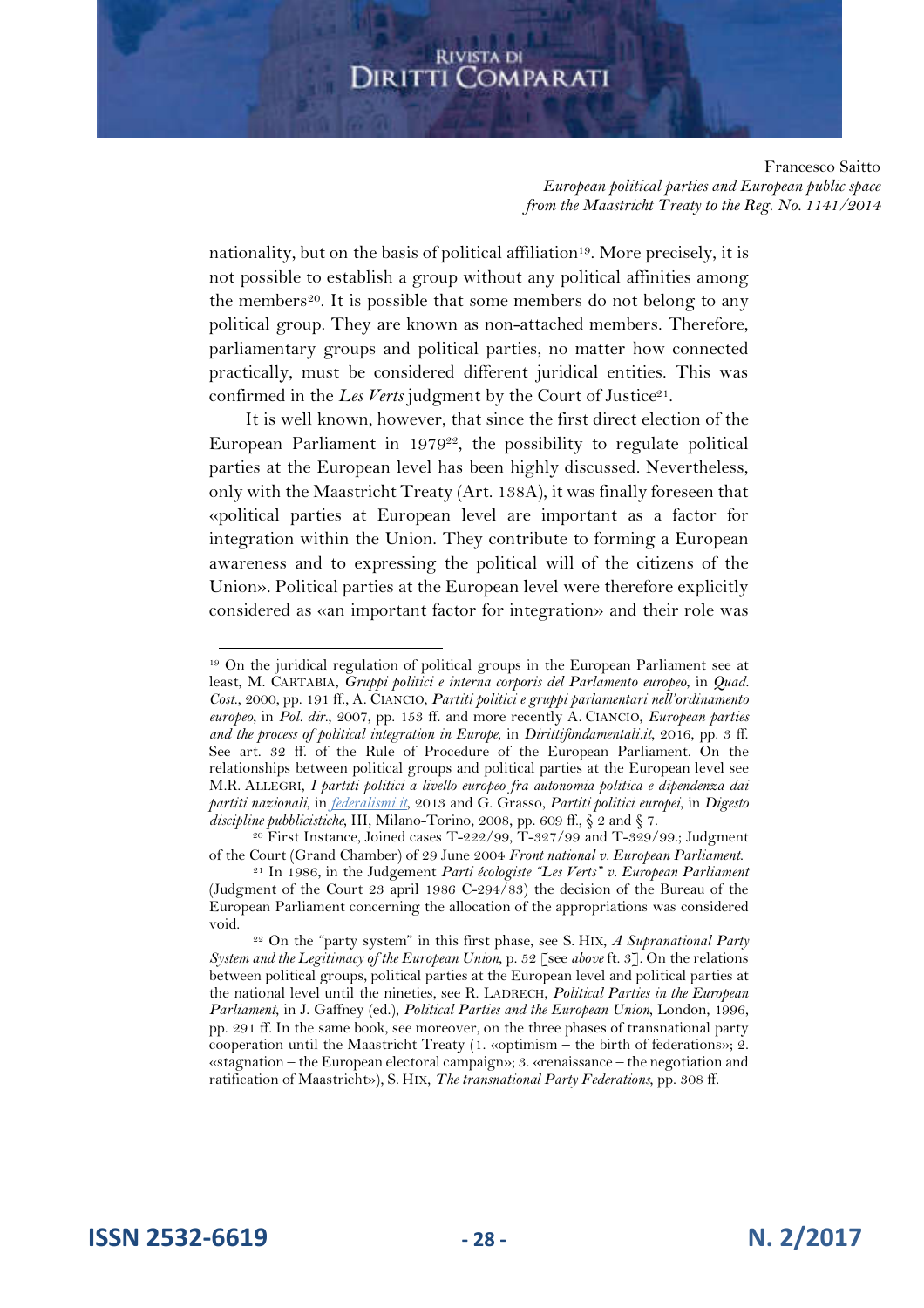nationality, but on the basis of political affiliation[19]. More precisely, it is not possible to establish a group without any political affinities among the members[20]. It is possible that some members do not belong to any political group. They are known as non-attached members. Therefore, parliamentary groups and political parties, no matter how connected practically, must be considered different juridical entities. This was confirmed in the *Les Verts* judgment by the Court of Justice[21].

It is well known, however, that since the first direct election of the European Parliament in 1979[22], the possibility to regulate political parties at the European level has been highly discussed. Nevertheless, only with the Maastricht Treaty (Art. 138A), it was finally foreseen that «political parties at European level are important as a factor for integration within the Union. They contribute to forming a European awareness and to expressing the political will of the citizens of the Union». Political parties at the European level were therefore explicitly considered as «an important factor for integration» and their role was

---

[19] On the juridical regulation of political groups in the European Parliament see at least, M. CARTABIA, *Gruppi politici e interna corporis del Parlamento europeo*, in *Quad. Cost.*, 2000, pp. 191 ff., A. CIANCIO, *Partiti politici e gruppi parlamentari nell'ordinamento europeo*, in *Pol. dir.*, 2007, pp. 153 ff. and more recently A. CIANCIO, *European parties and the process of political integration in Europe*, in *Dirittifondamentali.it*, 2016, pp. 3 ff. See art. 32 ff. of the Rule of Procedure of the European Parliament. On the relationships between political groups and political parties at the European level see M.R. ALLEGRI, *I partiti politici a livello europeo fra autonomia politica e dipendenza dai partiti nazionali*, in *federalismi.it*, 2013 and G. Grasso, *Partiti politici europei*, in *Digesto discipline pubblicistiche*, III, Milano-Torino, 2008, pp. 609 ff., § 2 and § 7.

[20] First Instance, Joined cases T-222/99, T-327/99 and T-329/99.; Judgment of the Court (Grand Chamber) of 29 June 2004 *Front national v. European Parliament*.

[21] In 1986, in the Judgement *Parti écologiste "Les Verts" v. European Parliament* (Judgment of the Court 23 april 1986 C-294/83) the decision of the Bureau of the European Parliament concerning the allocation of the appropriations was considered void.

[22] On the "party system" in this first phase, see S. HIX, *A Supranational Party System and the Legitimacy of the European Union*, p. 52 [see *above* ft. 3]. On the relations between political groups, political parties at the European level and political parties at the national level until the nineties, see R. LADRECH, *Political Parties in the European Parliament*, in J. Gaffney (ed.), *Political Parties and the European Union*, London, 1996, pp. 291 ff. In the same book, see moreover, on the three phases of transnational party cooperation until the Maastricht Treaty (1. «optimism – the birth of federations»; 2. «stagnation – the European electoral campaign»; 3. «renaissance – the negotiation and ratification of Maastricht»), S. HIX, *The transnational Party Federations*, pp. 308 ff.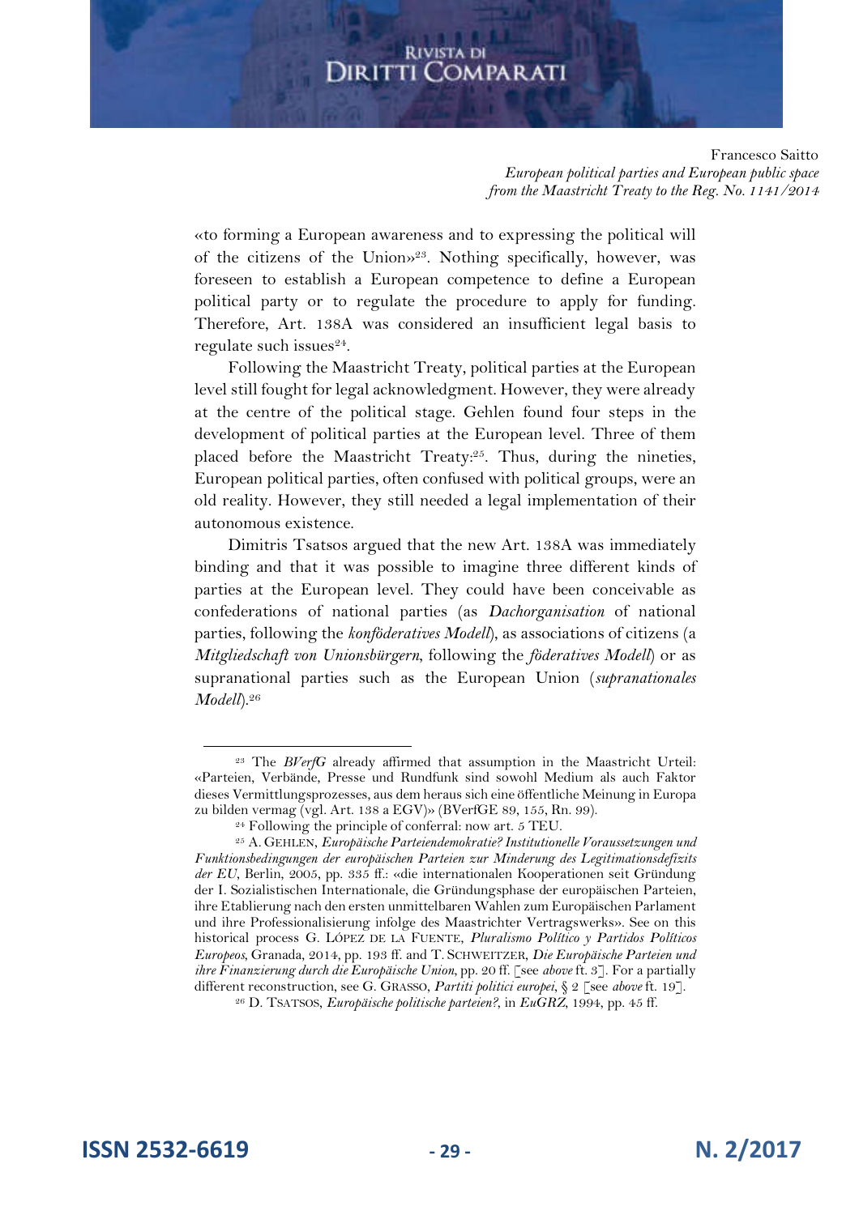«to forming a European awareness and to expressing the political will of the citizens of the Union»[23]. Nothing specifically, however, was foreseen to establish a European competence to define a European political party or to regulate the procedure to apply for funding. Therefore, Art. 138A was considered an insufficient legal basis to regulate such issues[24].

Following the Maastricht Treaty, political parties at the European level still fought for legal acknowledgment. However, they were already at the centre of the political stage. Gehlen found four steps in the development of political parties at the European level. Three of them placed before the Maastricht Treaty:[25]. Thus, during the nineties, European political parties, often confused with political groups, were an old reality. However, they still needed a legal implementation of their autonomous existence.

Dimitris Tsatsos argued that the new Art. 138A was immediately binding and that it was possible to imagine three different kinds of parties at the European level. They could have been conceivable as confederations of national parties (as *Dachorganisation* of national parties, following the *konföderatives Modell*), as associations of citizens (a *Mitgliedschaft von Unionsbürgern*, following the *föderatives Modell*) or as supranational parties such as the European Union (*supranationales Modell*).[26]

---

[23] The *BVerfG* already affirmed that assumption in the Maastricht Urteil: «Parteien, Verbände, Presse und Rundfunk sind sowohl Medium als auch Faktor dieses Vermittlungsprozesses, aus dem heraus sich eine öffentliche Meinung in Europa zu bilden vermag (vgl. Art. 138 a EGV)» (BVerfGE 89, 155, Rn. 99).

[24] Following the principle of conferral: now art. 5 TEU.

[25] A. GEHLEN, *Europäische Parteiendemokratie? Institutionelle Voraussetzungen und Funktionsbedingungen der europäischen Parteien zur Minderung des Legitimationsdefizits der EU*, Berlin, 2005, pp. 335 ff.: «die internationalen Kooperationen seit Gründung der I. Sozialistischen Internationale, die Gründungsphase der europäischen Parteien, ihre Etablierung nach den ersten unmittelbaren Wahlen zum Europäischen Parlament und ihre Professionalisierung infolge des Maastrichter Vertragswerks». See on this historical process G. LÓPEZ DE LA FUENTE, *Pluralismo Político y Partidos Políticos Europeos*, Granada, 2014, pp. 193 ff. and T. SCHWEITZER, *Die Europäische Parteien und ihre Finanzierung durch die Europäische Union*, pp. 20 ff. [see *above* ft. 3]. For a partially different reconstruction, see G. GRASSO, *Partiti politici europei*, § 2 [see *above* ft. 19].

[26] D. TSATSOS, *Europäische politische parteien?*, in *EuGRZ*, 1994, pp. 45 ff.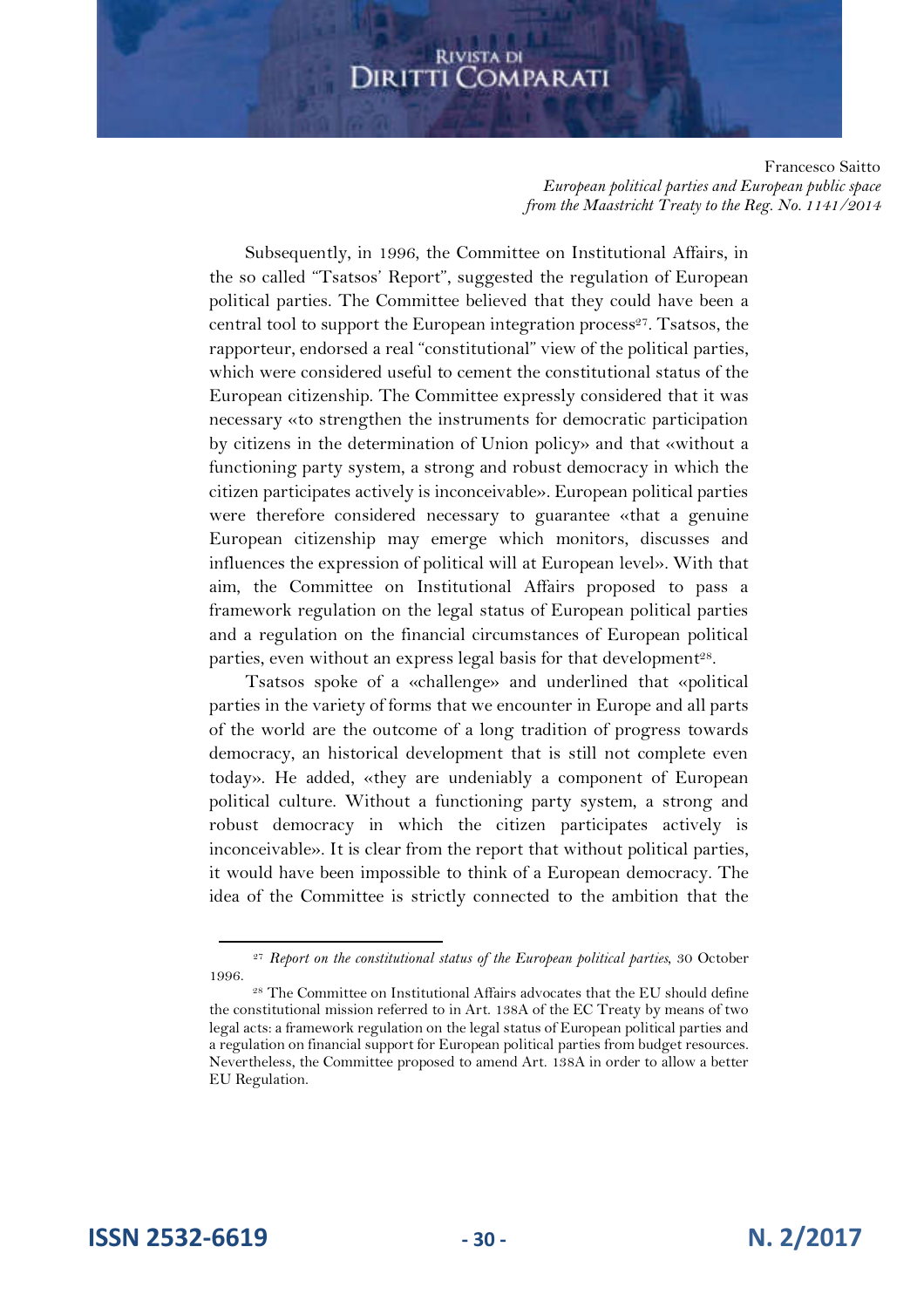Subsequently, in 1996, the Committee on Institutional Affairs, in the so called "Tsatsos' Report", suggested the regulation of European political parties. The Committee believed that they could have been a central tool to support the European integration process[27]. Tsatsos, the rapporteur, endorsed a real "constitutional" view of the political parties, which were considered useful to cement the constitutional status of the European citizenship. The Committee expressly considered that it was necessary «to strengthen the instruments for democratic participation by citizens in the determination of Union policy» and that «without a functioning party system, a strong and robust democracy in which the citizen participates actively is inconceivable». European political parties were therefore considered necessary to guarantee «that a genuine European citizenship may emerge which monitors, discusses and influences the expression of political will at European level». With that aim, the Committee on Institutional Affairs proposed to pass a framework regulation on the legal status of European political parties and a regulation on the financial circumstances of European political parties, even without an express legal basis for that development[28].

Tsatsos spoke of a «challenge» and underlined that «political parties in the variety of forms that we encounter in Europe and all parts of the world are the outcome of a long tradition of progress towards democracy, an historical development that is still not complete even today». He added, «they are undeniably a component of European political culture. Without a functioning party system, a strong and robust democracy in which the citizen participates actively is inconceivable». It is clear from the report that without political parties, it would have been impossible to think of a European democracy. The idea of the Committee is strictly connected to the ambition that the

---

[27] *Report on the constitutional status of the European political parties*, 30 October 1996.

[28] The Committee on Institutional Affairs advocates that the EU should define the constitutional mission referred to in Art. 138A of the EC Treaty by means of two legal acts: a framework regulation on the legal status of European political parties and a regulation on financial support for European political parties from budget resources. Nevertheless, the Committee proposed to amend Art. 138A in order to allow a better EU Regulation.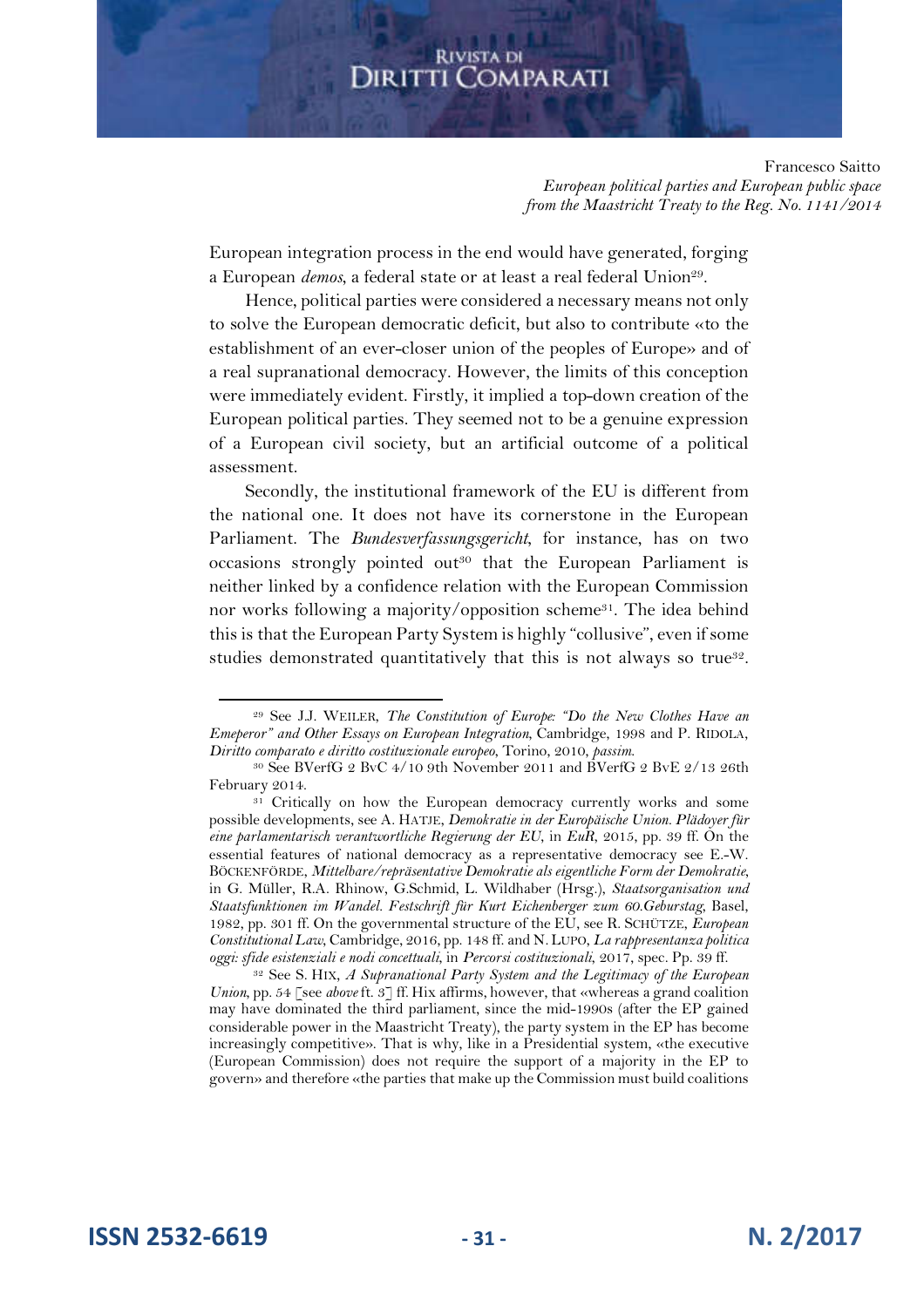European integration process in the end would have generated, forging a European *demos*, a federal state or at least a real federal Union[29].

Hence, political parties were considered a necessary means not only to solve the European democratic deficit, but also to contribute «to the establishment of an ever-closer union of the peoples of Europe» and of a real supranational democracy. However, the limits of this conception were immediately evident. Firstly, it implied a top-down creation of the European political parties. They seemed not to be a genuine expression of a European civil society, but an artificial outcome of a political assessment.

Secondly, the institutional framework of the EU is different from the national one. It does not have its cornerstone in the European Parliament. The *Bundesverfassungsgericht*, for instance, has on two occasions strongly pointed out[30] that the European Parliament is neither linked by a confidence relation with the European Commission nor works following a majority/opposition scheme[31]. The idea behind this is that the European Party System is highly "collusive", even if some studies demonstrated quantitatively that this is not always so true[32].

---

[29] See J.J. WEILER, *The Constitution of Europe: "Do the New Clothes Have an Emeperor" and Other Essays on European Integration*, Cambridge, 1998 and P. RIDOLA, *Diritto comparato e diritto costituzionale europeo*, Torino, 2010, *passim*.

[30] See BVerfG 2 BvC 4/10 9th November 2011 and BVerfG 2 BvE 2/13 26th February 2014.

[31] Critically on how the European democracy currently works and some possible developments, see A. HATJE, *Demokratie in der Europäische Union. Plädoyer für eine parlamentarisch verantwortliche Regierung der EU*, in *EuR*, 2015, pp. 39 ff. On the essential features of national democracy as a representative democracy see E.-W. BÖCKENFÖRDE, *Mittelbare/repräsentative Demokratie als eigentliche Form der Demokratie*, in G. Müller, R.A. Rhinow, G.Schmid, L. Wildhaber (Hrsg.), *Staatsorganisation und Staatsfunktionen im Wandel. Festschrift für Kurt Eichenberger zum 60.Geburstag*, Basel, 1982, pp. 301 ff. On the governmental structure of the EU, see R. SCHÜTZE, *European Constitutional Law*, Cambridge, 2016, pp. 148 ff. and N. LUPO, *La rappresentanza politica oggi: sfide esistenziali e nodi concettuali*, in *Percorsi costituzionali*, 2017, spec. Pp. 39 ff.

[32] See S. HIX, *A Supranational Party System and the Legitimacy of the European Union*, pp. 54 [see *above* ft. 3] ff. Hix affirms, however, that «whereas a grand coalition may have dominated the third parliament, since the mid-1990s (after the EP gained considerable power in the Maastricht Treaty), the party system in the EP has become increasingly competitive». That is why, like in a Presidential system, «the executive (European Commission) does not require the support of a majority in the EP to govern» and therefore «the parties that make up the Commission must build coalitions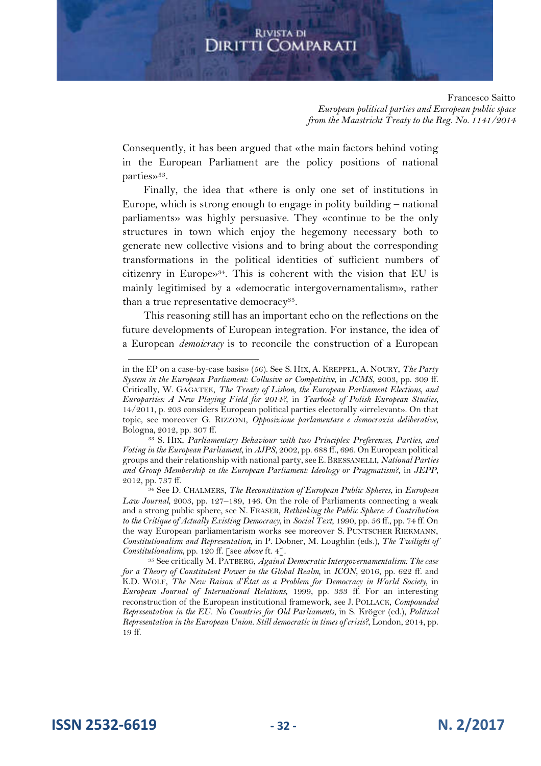Consequently, it has been argued that «the main factors behind voting in the European Parliament are the policy positions of national parties»[33].

Finally, the idea that «there is only one set of institutions in Europe, which is strong enough to engage in polity building – national parliaments» was highly persuasive. They «continue to be the only structures in town which enjoy the hegemony necessary both to generate new collective visions and to bring about the corresponding transformations in the political identities of sufficient numbers of citizenry in Europe»[34]. This is coherent with the vision that EU is mainly legitimised by a «democratic intergovernamentalism», rather than a true representative democracy[35].

This reasoning still has an important echo on the reflections on the future developments of European integration. For instance, the idea of a European *demoicracy* is to reconcile the construction of a European

---

in the EP on a case-by-case basis» (56). See S. HIX, A. KREPPEL, A. NOURY, *The Party System in the European Parliament: Collusive or Competitive*, in *JCMS*, 2003, pp. 309 ff. Critically, W. GAGATEK, *The Treaty of Lisbon, the European Parliament Elections, and Europarties: A New Playing Field for 2014?*, in *Yearbook of Polish European Studies*, 14/2011, p. 203 considers European political parties electorally «irrelevant». On that topic, see moreover G. RIZZONI, *Opposizione parlamentare e democrazia deliberativa*, Bologna, 2012, pp. 307 ff.

[33] S. HIX, *Parliamentary Behaviour with two Principles: Preferences, Parties, and Voting in the European Parliament*, in *AJPS*, 2002, pp. 688 ff., 696. On European political groups and their relationship with national party, see E. BRESSANELLI, *National Parties and Group Membership in the European Parliament: Ideology or Pragmatism?*, in *JEPP*, 2012, pp. 737 ff.

[34] See D. CHALMERS, *The Reconstitution of European Public Spheres*, in *European Law Journal*, 2003, pp. 127–189, 146. On the role of Parliaments connecting a weak and a strong public sphere, see N. FRASER, *Rethinking the Public Sphere: A Contribution to the Critique of Actually Existing Democracy*, in *Social Text*, 1990, pp. 56 ff., pp. 74 ff. On the way European parliamentarism works see moreover S. PUNTSCHER RIEKMANN, *Constitutionalism and Representation*, in P. Dobner, M. Loughlin (eds.), *The Twilight of Constitutionalism*, pp. 120 ff. [see *above* ft. 4].

[35] See critically M. PATBERG, *Against Democratic Intergovernamentalism: The case for a Theory of Constitutent Power in the Global Realm*, in *ICON*, 2016, pp. 622 ff. and K.D. WOLF, *The New Raison d'État as a Problem for Democracy in World Society*, in *European Journal of International Relations*, 1999, pp. 333 ff. For an interesting reconstruction of the European institutional framework, see J. POLLACK, *Compounded Representation in the EU. No Countries for Old Parliaments*, in S. Kröger (ed.), *Political Representation in the European Union. Still democratic in times of crisis?*, London, 2014, pp. 19 ff.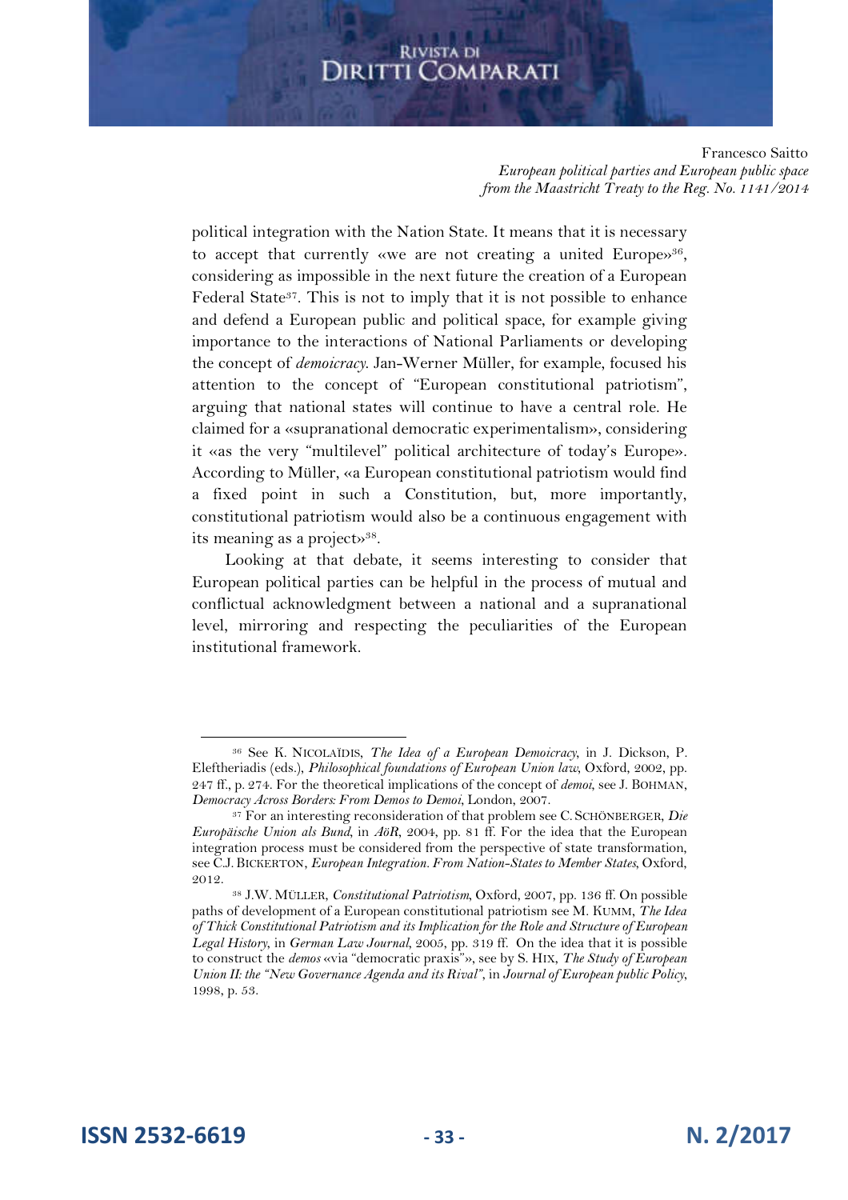political integration with the Nation State. It means that it is necessary to accept that currently «we are not creating a united Europe»[36], considering as impossible in the next future the creation of a European Federal State[37]. This is not to imply that it is not possible to enhance and defend a European public and political space, for example giving importance to the interactions of National Parliaments or developing the concept of *demoicracy*. Jan-Werner Müller, for example, focused his attention to the concept of "European constitutional patriotism", arguing that national states will continue to have a central role. He claimed for a «supranational democratic experimentalism», considering it «as the very "multilevel" political architecture of today's Europe». According to Müller, «a European constitutional patriotism would find a fixed point in such a Constitution, but, more importantly, constitutional patriotism would also be a continuous engagement with its meaning as a project»[38].

Looking at that debate, it seems interesting to consider that European political parties can be helpful in the process of mutual and conflictual acknowledgment between a national and a supranational level, mirroring and respecting the peculiarities of the European institutional framework.

---

[36] See K. NICOLAÏDIS, *The Idea of a European Demoicracy*, in J. Dickson, P. Eleftheriadis (eds.), *Philosophical foundations of European Union law*, Oxford, 2002, pp. 247 ff., p. 274. For the theoretical implications of the concept of *demoi*, see J. BOHMAN, *Democracy Across Borders: From Demos to Demoi*, London, 2007.

[37] For an interesting reconsideration of that problem see C. SCHÖNBERGER, *Die Europäische Union als Bund*, in *AöR*, 2004, pp. 81 ff. For the idea that the European integration process must be considered from the perspective of state transformation, see C.J. BICKERTON, *European Integration. From Nation-States to Member States*, Oxford, 2012.

[38] J.W. MÜLLER, *Constitutional Patriotism*, Oxford, 2007, pp. 136 ff. On possible paths of development of a European constitutional patriotism see M. KUMM, *The Idea of Thick Constitutional Patriotism and its Implication for the Role and Structure of European Legal History*, in *German Law Journal*, 2005, pp. 319 ff. On the idea that it is possible to construct the *demos* «via "democratic praxis"», see by S. HIX, *The Study of European Union II: the "New Governance Agenda and its Rival"*, in *Journal of European public Policy*, 1998, p. 53.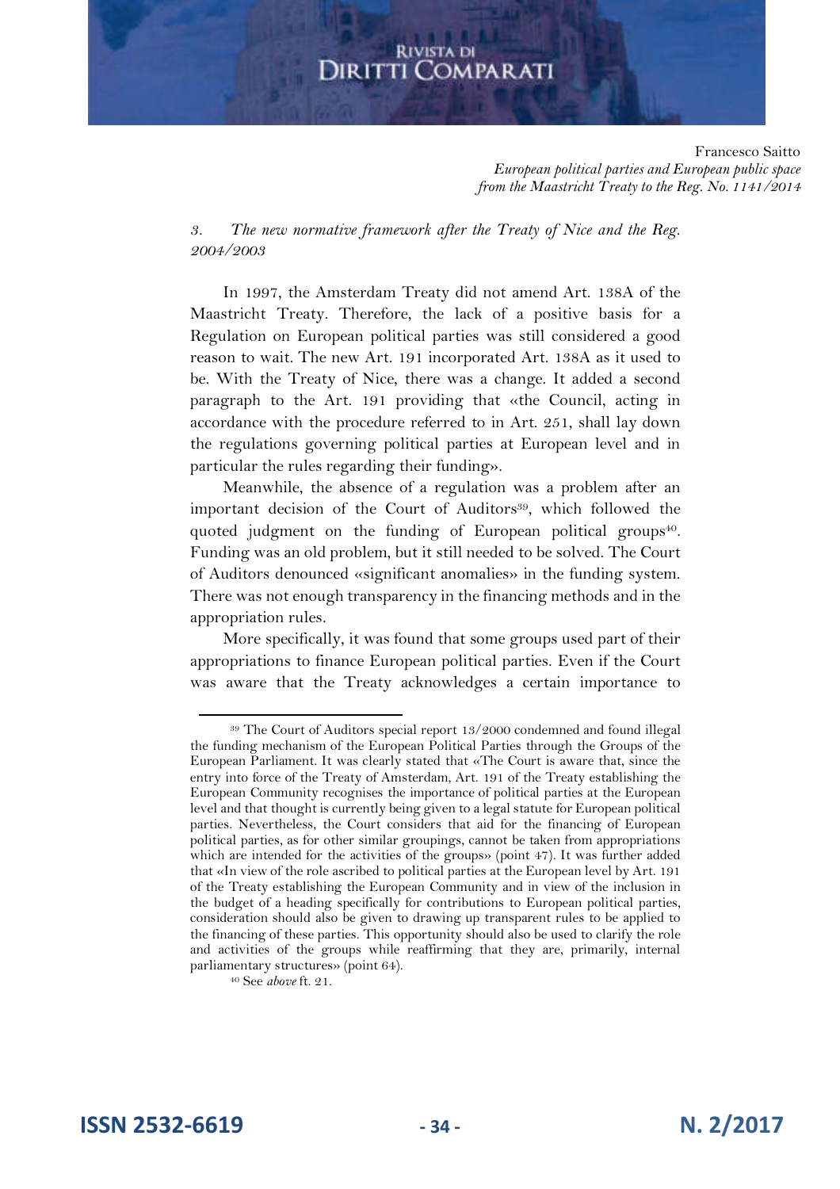### *3. The new normative framework after the Treaty of Nice and the Reg. 2004/2003*

In 1997, the Amsterdam Treaty did not amend Art. 138A of the Maastricht Treaty. Therefore, the lack of a positive basis for a Regulation on European political parties was still considered a good reason to wait. The new Art. 191 incorporated Art. 138A as it used to be. With the Treaty of Nice, there was a change. It added a second paragraph to the Art. 191 providing that «the Council, acting in accordance with the procedure referred to in Art. 251, shall lay down the regulations governing political parties at European level and in particular the rules regarding their funding».

Meanwhile, the absence of a regulation was a problem after an important decision of the Court of Auditors[39], which followed the quoted judgment on the funding of European political groups[40]. Funding was an old problem, but it still needed to be solved. The Court of Auditors denounced «significant anomalies» in the funding system. There was not enough transparency in the financing methods and in the appropriation rules.

More specifically, it was found that some groups used part of their appropriations to finance European political parties. Even if the Court was aware that the Treaty acknowledges a certain importance to

---

[39] The Court of Auditors special report 13/2000 condemned and found illegal the funding mechanism of the European Political Parties through the Groups of the European Parliament. It was clearly stated that «The Court is aware that, since the entry into force of the Treaty of Amsterdam, Art. 191 of the Treaty establishing the European Community recognises the importance of political parties at the European level and that thought is currently being given to a legal statute for European political parties. Nevertheless, the Court considers that aid for the financing of European political parties, as for other similar groupings, cannot be taken from appropriations which are intended for the activities of the groups» (point 47). It was further added that «In view of the role ascribed to political parties at the European level by Art. 191 of the Treaty establishing the European Community and in view of the inclusion in the budget of a heading specifically for contributions to European political parties, consideration should also be given to drawing up transparent rules to be applied to the financing of these parties. This opportunity should also be used to clarify the role and activities of the groups while reaffirming that they are, primarily, internal parliamentary structures» (point 64).

[40] See *above* ft. 21.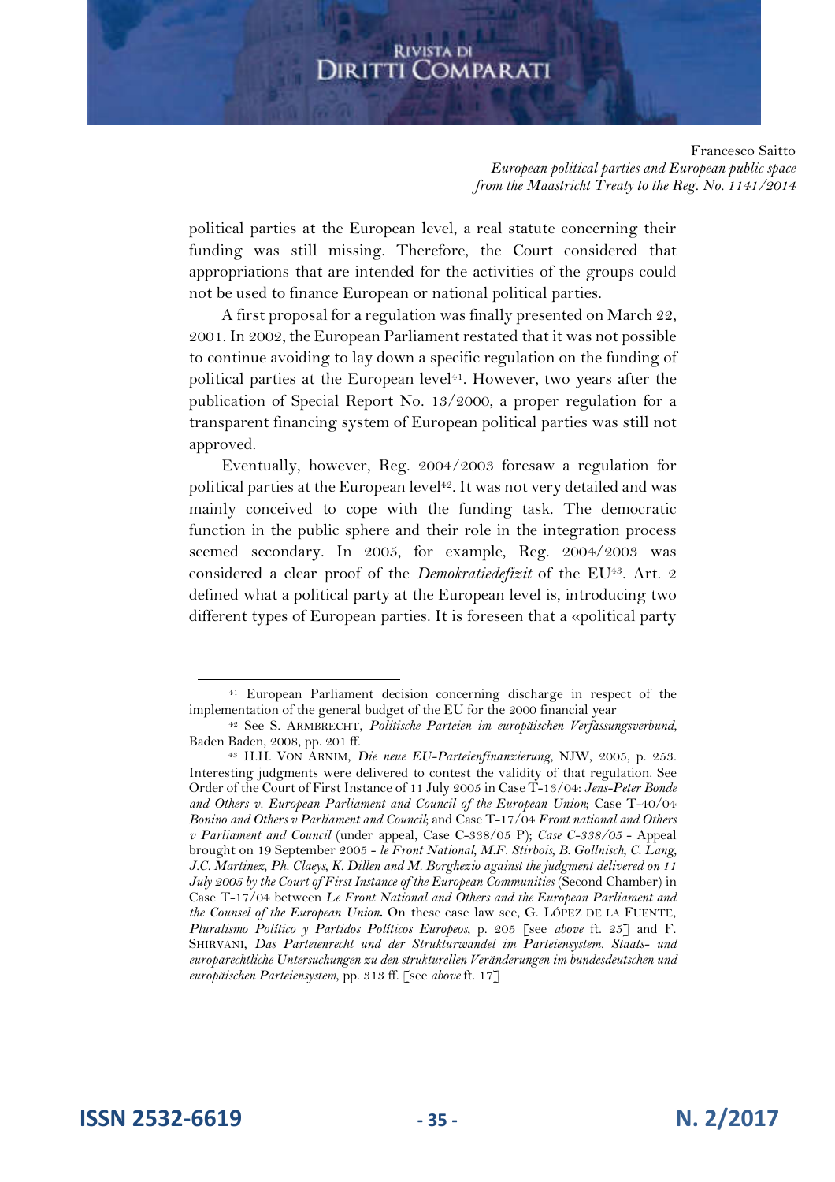political parties at the European level, a real statute concerning their funding was still missing. Therefore, the Court considered that appropriations that are intended for the activities of the groups could not be used to finance European or national political parties.

A first proposal for a regulation was finally presented on March 22, 2001. In 2002, the European Parliament restated that it was not possible to continue avoiding to lay down a specific regulation on the funding of political parties at the European level[41]. However, two years after the publication of Special Report No. 13/2000, a proper regulation for a transparent financing system of European political parties was still not approved.

Eventually, however, Reg. 2004/2003 foresaw a regulation for political parties at the European level[42]. It was not very detailed and was mainly conceived to cope with the funding task. The democratic function in the public sphere and their role in the integration process seemed secondary. In 2005, for example, Reg. 2004/2003 was considered a clear proof of the ***Demokratiedefizit*** of the EU[43]. Art. 2 defined what a political party at the European level is, introducing two different types of European parties. It is foreseen that a «political party

---

[41] European Parliament decision concerning discharge in respect of the implementation of the general budget of the EU for the 2000 financial year

[42] See S. ARMBRECHT, *Politische Parteien im europäischen Verfassungsverbund*, Baden Baden, 2008, pp. 201 ff.

[43] H.H. VON ARNIM, *Die neue EU-Parteienfinanzierung*, NJW, 2005, p. 253. Interesting judgments were delivered to contest the validity of that regulation. See Order of the Court of First Instance of 11 July 2005 in Case T-13/04: *Jens-Peter Bonde and Others v. European Parliament and Council of the European Union*; Case T-40/04 *Bonino and Others v Parliament and Council*; and Case T-17/04 *Front national and Others v Parliament and Council* (under appeal, Case C-338/05 P); *Case C-338/05* - Appeal brought on 19 September 2005 - *le Front National, M.F. Stirbois, B. Gollnisch, C. Lang, J.C. Martinez, Ph. Claeys, K. Dillen and M. Borghezio against the judgment delivered on 11 July 2005 by the Court of First Instance of the European Communities* (Second Chamber) in Case T-17/04 between *Le Front National and Others and the European Parliament and the Counsel of the European Union***.** On these case law see, G. LÓPEZ DE LA FUENTE, *Pluralismo Político y Partidos Políticos Europeos*, p. 205 [see *above* ft. 25] and F. SHIRVANI, *Das Parteienrecht und der Strukturwandel im Parteiensystem. Staats- und europarechtliche Untersuchungen zu den strukturellen Veränderungen im bundesdeutschen und europäischen Parteiensystem*, pp. 313 ff. [see *above* ft. 17]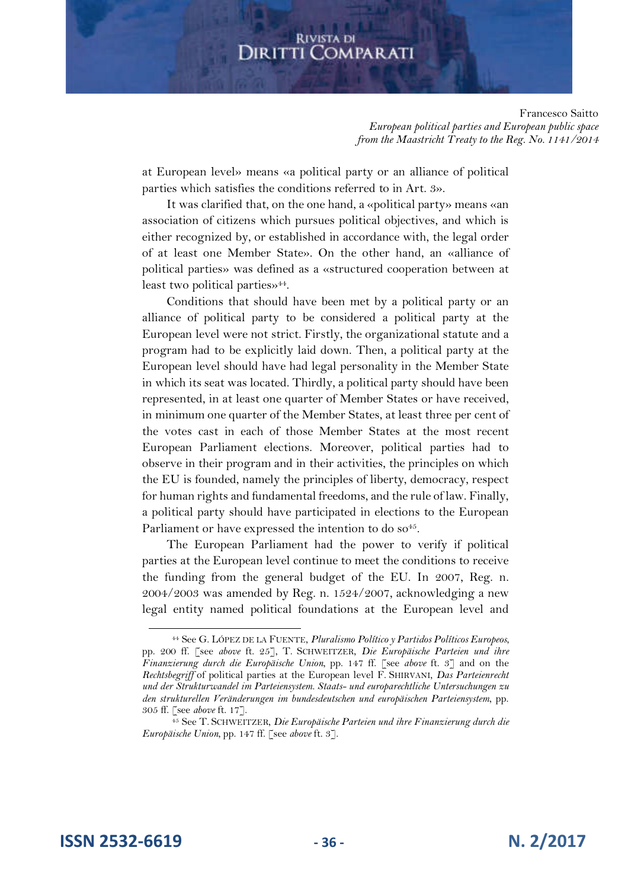at European level» means «a political party or an alliance of political parties which satisfies the conditions referred to in Art. 3».

It was clarified that, on the one hand, a «political party» means «an association of citizens which pursues political objectives, and which is either recognized by, or established in accordance with, the legal order of at least one Member State». On the other hand, an «alliance of political parties» was defined as a «structured cooperation between at least two political parties»[44].

Conditions that should have been met by a political party or an alliance of political party to be considered a political party at the European level were not strict. Firstly, the organizational statute and a program had to be explicitly laid down. Then, a political party at the European level should have had legal personality in the Member State in which its seat was located. Thirdly, a political party should have been represented, in at least one quarter of Member States or have received, in minimum one quarter of the Member States, at least three per cent of the votes cast in each of those Member States at the most recent European Parliament elections. Moreover, political parties had to observe in their program and in their activities, the principles on which the EU is founded, namely the principles of liberty, democracy, respect for human rights and fundamental freedoms, and the rule of law. Finally, a political party should have participated in elections to the European Parliament or have expressed the intention to do so[45].

The European Parliament had the power to verify if political parties at the European level continue to meet the conditions to receive the funding from the general budget of the EU. In 2007, Reg. n. 2004/2003 was amended by Reg. n. 1524/2007, acknowledging a new legal entity named political foundations at the European level and

---

[44] See G. López de la Fuente, *Pluralismo Político y Partidos Políticos Europeos*, pp. 200 ff. [see *above* ft. 25], T. Schweitzer, *Die Europäische Parteien und ihre Finanzierung durch die Europäische Union*, pp. 147 ff. [see *above* ft. 3] and on the *Rechtsbegriff* of political parties at the European level F. Shirvani, *Das Parteienrecht und der Strukturwandel im Parteiensystem. Staats- und europarechtliche Untersuchungen zu den strukturellen Veränderungen im bundesdeutschen und europäischen Parteiensystem*, pp. 305 ff. [see *above* ft. 17].

[45] See T. Schweitzer, *Die Europäische Parteien und ihre Finanzierung durch die Europäische Union*, pp. 147 ff. [see *above* ft. 3].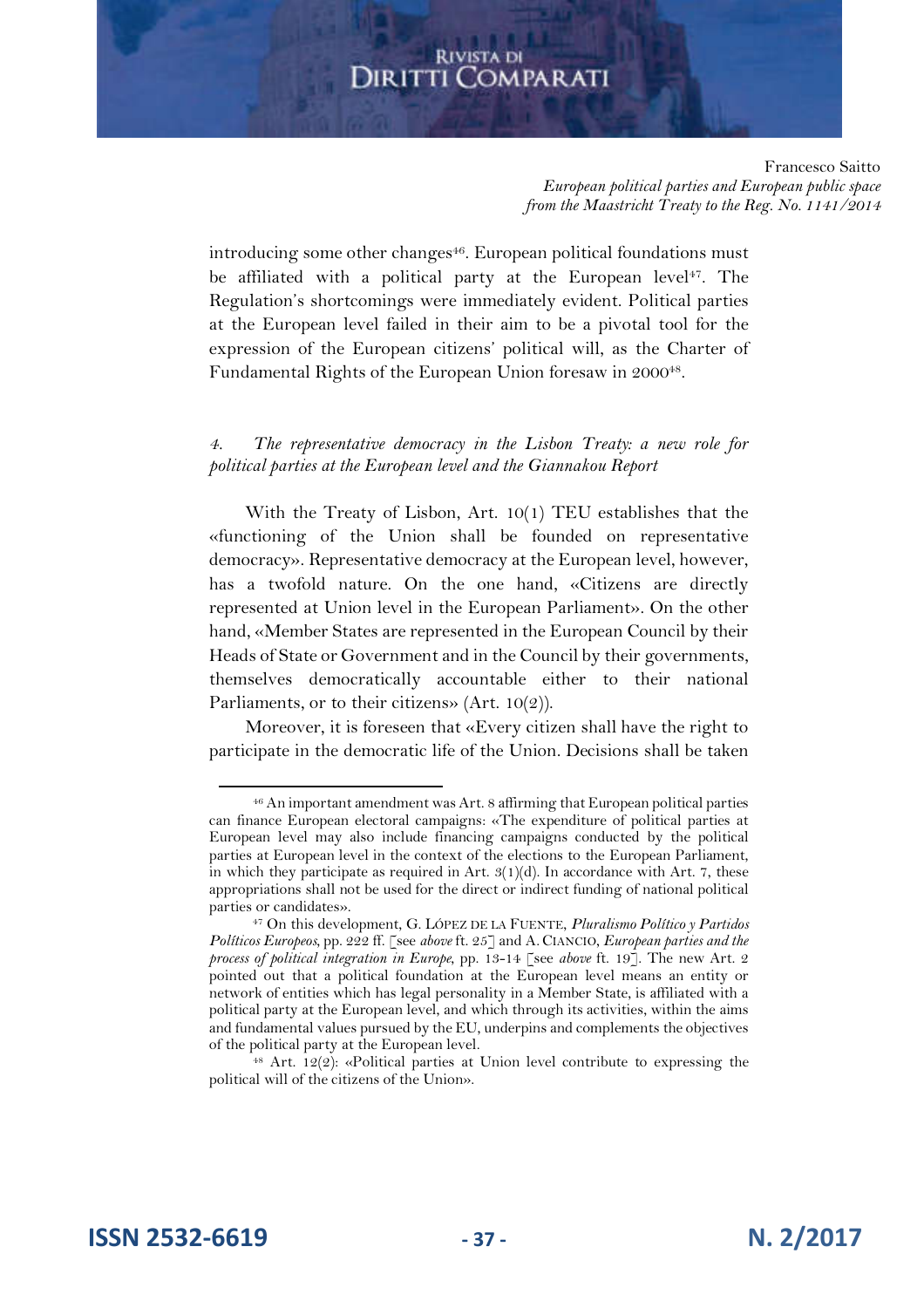introducing some other changes[46]. European political foundations must be affiliated with a political party at the European level[47]. The Regulation's shortcomings were immediately evident. Political parties at the European level failed in their aim to be a pivotal tool for the expression of the European citizens' political will, as the Charter of Fundamental Rights of the European Union foresaw in 2000[48].

### *4. The representative democracy in the Lisbon Treaty: a new role for political parties at the European level and the Giannakou Report*

With the Treaty of Lisbon, Art. 10(1) TEU establishes that the «functioning of the Union shall be founded on representative democracy». Representative democracy at the European level, however, has a twofold nature. On the one hand, «Citizens are directly represented at Union level in the European Parliament». On the other hand, «Member States are represented in the European Council by their Heads of State or Government and in the Council by their governments, themselves democratically accountable either to their national Parliaments, or to their citizens» (Art. 10(2)).

Moreover, it is foreseen that «Every citizen shall have the right to participate in the democratic life of the Union. Decisions shall be taken

---

[46] An important amendment was Art. 8 affirming that European political parties can finance European electoral campaigns: «The expenditure of political parties at European level may also include financing campaigns conducted by the political parties at European level in the context of the elections to the European Parliament, in which they participate as required in Art. 3(1)(d). In accordance with Art. 7, these appropriations shall not be used for the direct or indirect funding of national political parties or candidates».

[47] On this development, G. López de la Fuente, *Pluralismo Político y Partidos Políticos Europeos*, pp. 222 ff. [see *above* ft. 25] and A. Ciancio, *European parties and the process of political integration in Europe*, pp. 13-14 [see *above* ft. 19]. The new Art. 2 pointed out that a political foundation at the European level means an entity or network of entities which has legal personality in a Member State, is affiliated with a political party at the European level, and which through its activities, within the aims and fundamental values pursued by the EU, underpins and complements the objectives of the political party at the European level.

[48] Art. 12(2): «Political parties at Union level contribute to expressing the political will of the citizens of the Union».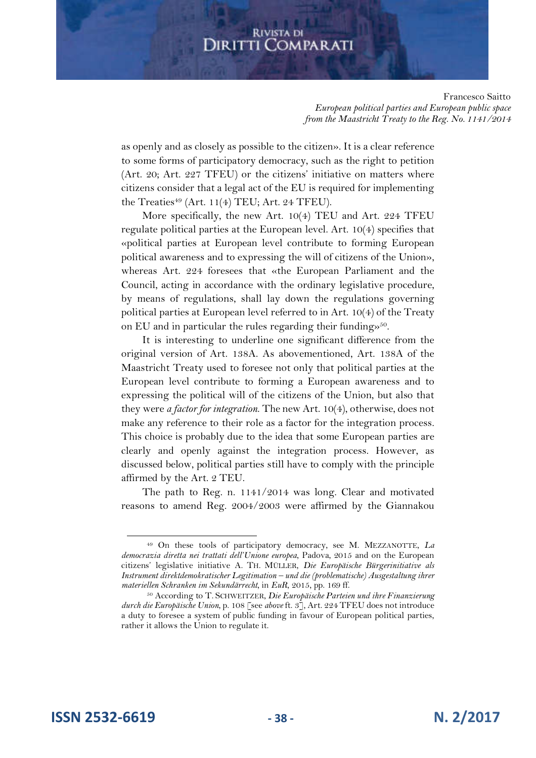as openly and as closely as possible to the citizen». It is a clear reference to some forms of participatory democracy, such as the right to petition (Art. 20; Art. 227 TFEU) or the citizens' initiative on matters where citizens consider that a legal act of the EU is required for implementing the Treaties[49] (Art. 11(4) TEU; Art. 24 TFEU).

More specifically, the new Art. 10(4) TEU and Art. 224 TFEU regulate political parties at the European level. Art. 10(4) specifies that «political parties at European level contribute to forming European political awareness and to expressing the will of citizens of the Union», whereas Art. 224 foresees that «the European Parliament and the Council, acting in accordance with the ordinary legislative procedure, by means of regulations, shall lay down the regulations governing political parties at European level referred to in Art. 10(4) of the Treaty on EU and in particular the rules regarding their funding»[50].

It is interesting to underline one significant difference from the original version of Art. 138A. As abovementioned, Art. 138A of the Maastricht Treaty used to foresee not only that political parties at the European level contribute to forming a European awareness and to expressing the political will of the citizens of the Union, but also that they were *a factor for integration*. The new Art. 10(4), otherwise, does not make any reference to their role as a factor for the integration process. This choice is probably due to the idea that some European parties are clearly and openly against the integration process. However, as discussed below, political parties still have to comply with the principle affirmed by the Art. 2 TEU.

The path to Reg. n. 1141/2014 was long. Clear and motivated reasons to amend Reg. 2004/2003 were affirmed by the Giannakou

---

[49] On these tools of participatory democracy, see M. MEZZANOTTE, *La democrazia diretta nei trattati dell'Unione europea*, Padova, 2015 and on the European citizens' legislative initiative A. TH. MÜLLER, *Die Europäische Bürgerinitiative als Instrument direktdemokratischer Legitimation – und die (problematische) Ausgestaltung ihrer materiellen Schranken im Sekundärrecht*, in *EuR*, 2015, pp. 169 ff.

[50] According to T. SCHWEITZER, *Die Europäische Parteien und ihre Finanzierung durch die Europäische Union*, p. 108 [see *above* ft. 3], Art. 224 TFEU does not introduce a duty to foresee a system of public funding in favour of European political parties, rather it allows the Union to regulate it.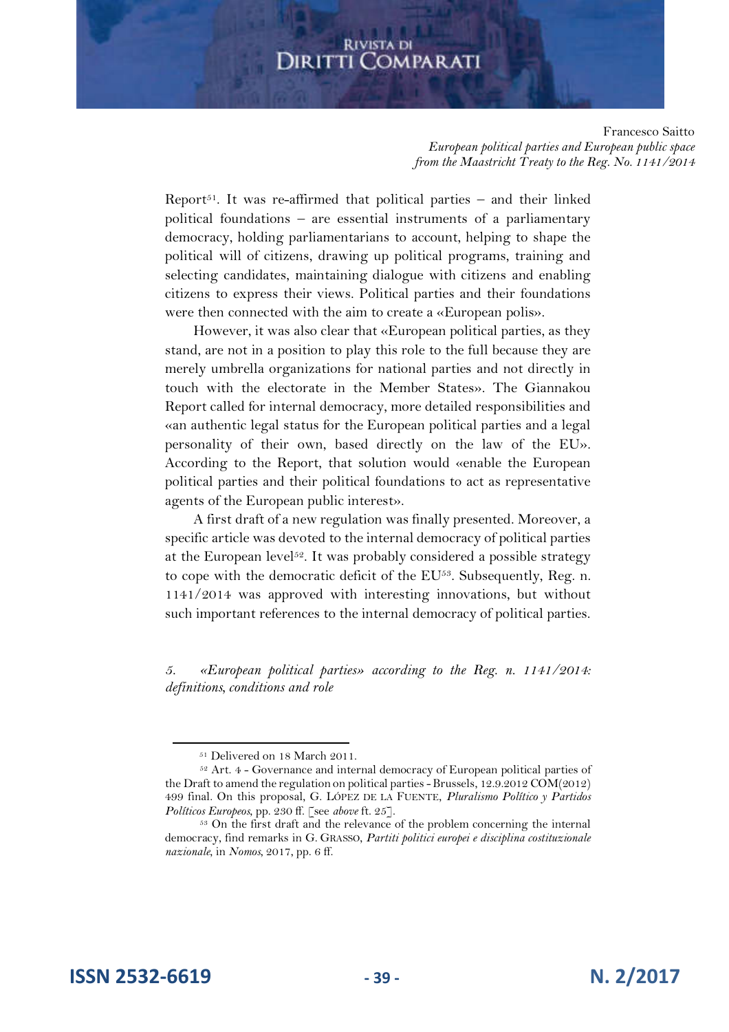Report[51]. It was re-affirmed that political parties – and their linked political foundations – are essential instruments of a parliamentary democracy, holding parliamentarians to account, helping to shape the political will of citizens, drawing up political programs, training and selecting candidates, maintaining dialogue with citizens and enabling citizens to express their views. Political parties and their foundations were then connected with the aim to create a «European polis».

However, it was also clear that «European political parties, as they stand, are not in a position to play this role to the full because they are merely umbrella organizations for national parties and not directly in touch with the electorate in the Member States». The Giannakou Report called for internal democracy, more detailed responsibilities and «an authentic legal status for the European political parties and a legal personality of their own, based directly on the law of the EU». According to the Report, that solution would «enable the European political parties and their political foundations to act as representative agents of the European public interest».

A first draft of a new regulation was finally presented. Moreover, a specific article was devoted to the internal democracy of political parties at the European level[52]. It was probably considered a possible strategy to cope with the democratic deficit of the EU[53]. Subsequently, Reg. n. 1141/2014 was approved with interesting innovations, but without such important references to the internal democracy of political parties.

### *5. «European political parties» according to the Reg. n. 1141/2014: definitions, conditions and role*

---

[51] Delivered on 18 March 2011.

[52] Art. 4 - Governance and internal democracy of European political parties of the Draft to amend the regulation on political parties - Brussels, 12.9.2012 COM(2012) 499 final. On this proposal, G. LÓPEZ DE LA FUENTE, *Pluralismo Político y Partidos Políticos Europeos*, pp. 230 ff. [see *above* ft. 25].

[53] On the first draft and the relevance of the problem concerning the internal democracy, find remarks in G. GRASSO, *Partiti politici europei e disciplina costituzionale nazionale*, in *Nomos*, 2017, pp. 6 ff.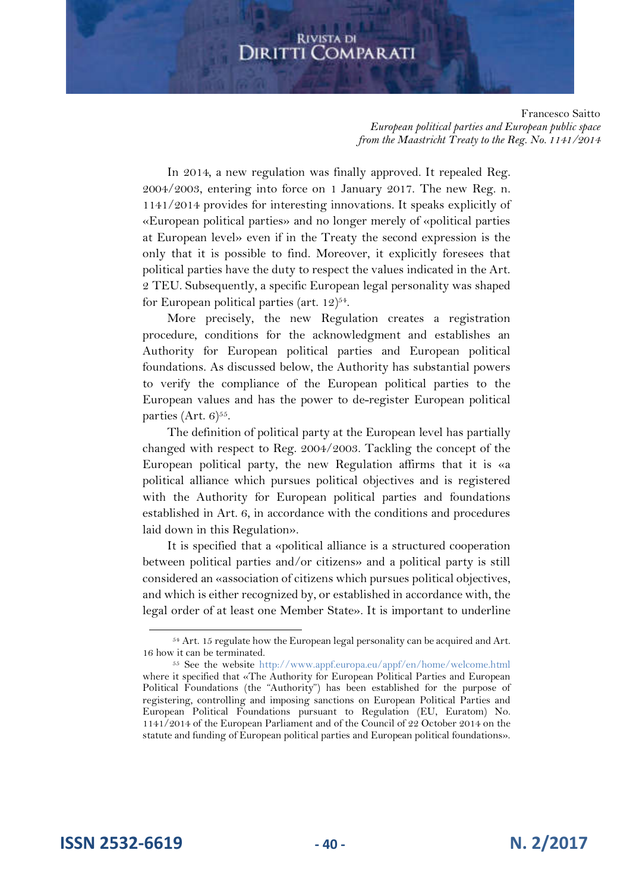In 2014, a new regulation was finally approved. It repealed Reg. 2004/2003, entering into force on 1 January 2017. The new Reg. n. 1141/2014 provides for interesting innovations. It speaks explicitly of «European political parties» and no longer merely of «political parties at European level» even if in the Treaty the second expression is the only that it is possible to find. Moreover, it explicitly foresees that political parties have the duty to respect the values indicated in the Art. 2 TEU. Subsequently, a specific European legal personality was shaped for European political parties (art. 12)[54].

More precisely, the new Regulation creates a registration procedure, conditions for the acknowledgment and establishes an Authority for European political parties and European political foundations. As discussed below, the Authority has substantial powers to verify the compliance of the European political parties to the European values and has the power to de-register European political parties (Art. 6)[55].

The definition of political party at the European level has partially changed with respect to Reg. 2004/2003. Tackling the concept of the European political party, the new Regulation affirms that it is «a political alliance which pursues political objectives and is registered with the Authority for European political parties and foundations established in Art. 6, in accordance with the conditions and procedures laid down in this Regulation».

It is specified that a «political alliance is a structured cooperation between political parties and/or citizens» and a political party is still considered an «association of citizens which pursues political objectives, and which is either recognized by, or established in accordance with, the legal order of at least one Member State». It is important to underline

[54] Art. 15 regulate how the European legal personality can be acquired and Art. 16 how it can be terminated.

[55] See the website http://www.appf.europa.eu/appf/en/home/welcome.html where it specified that «The Authority for European Political Parties and European Political Foundations (the "Authority") has been established for the purpose of registering, controlling and imposing sanctions on European Political Parties and European Political Foundations pursuant to Regulation (EU, Euratom) No. 1141/2014 of the European Parliament and of the Council of 22 October 2014 on the statute and funding of European political parties and European political foundations».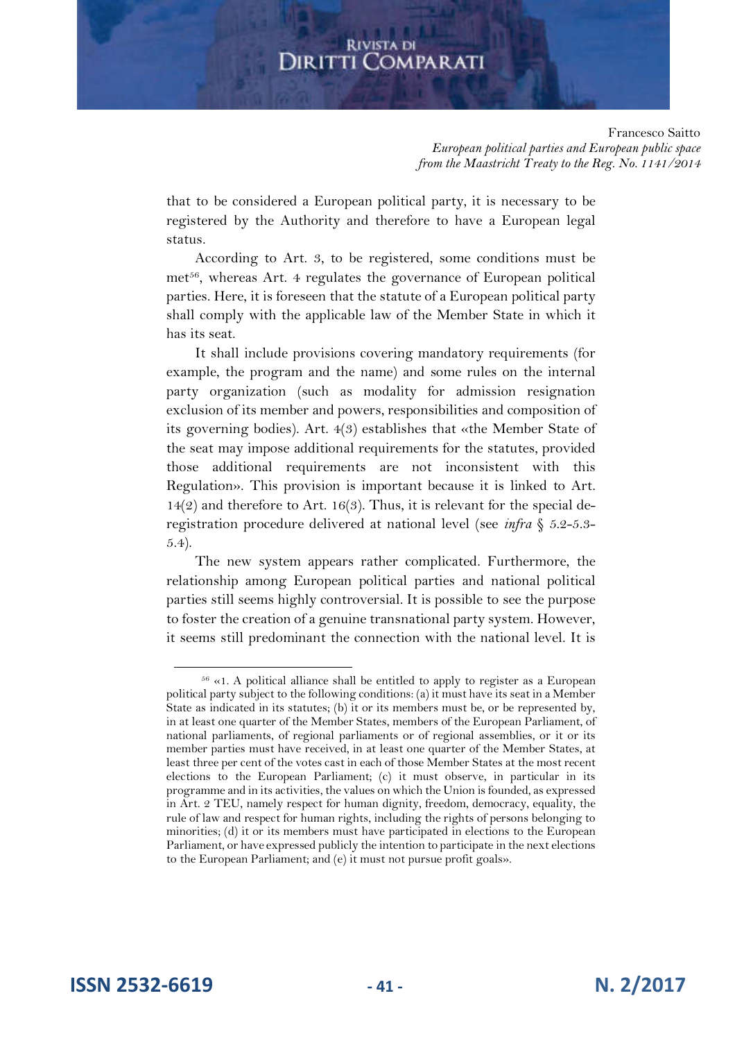that to be considered a European political party, it is necessary to be registered by the Authority and therefore to have a European legal status.

According to Art. 3, to be registered, some conditions must be met[56], whereas Art. 4 regulates the governance of European political parties. Here, it is foreseen that the statute of a European political party shall comply with the applicable law of the Member State in which it has its seat.

It shall include provisions covering mandatory requirements (for example, the program and the name) and some rules on the internal party organization (such as modality for admission resignation exclusion of its member and powers, responsibilities and composition of its governing bodies). Art. 4(3) establishes that «the Member State of the seat may impose additional requirements for the statutes, provided those additional requirements are not inconsistent with this Regulation». This provision is important because it is linked to Art. 14(2) and therefore to Art. 16(3). Thus, it is relevant for the special de-registration procedure delivered at national level (see *infra* § 5.2-5.3-5.4).

The new system appears rather complicated. Furthermore, the relationship among European political parties and national political parties still seems highly controversial. It is possible to see the purpose to foster the creation of a genuine transnational party system. However, it seems still predominant the connection with the national level. It is

---

[56] «1. A political alliance shall be entitled to apply to register as a European political party subject to the following conditions: (a) it must have its seat in a Member State as indicated in its statutes; (b) it or its members must be, or be represented by, in at least one quarter of the Member States, members of the European Parliament, of national parliaments, of regional parliaments or of regional assemblies, or it or its member parties must have received, in at least one quarter of the Member States, at least three per cent of the votes cast in each of those Member States at the most recent elections to the European Parliament; (c) it must observe, in particular in its programme and in its activities, the values on which the Union is founded, as expressed in Art. 2 TEU, namely respect for human dignity, freedom, democracy, equality, the rule of law and respect for human rights, including the rights of persons belonging to minorities; (d) it or its members must have participated in elections to the European Parliament, or have expressed publicly the intention to participate in the next elections to the European Parliament; and (e) it must not pursue profit goals».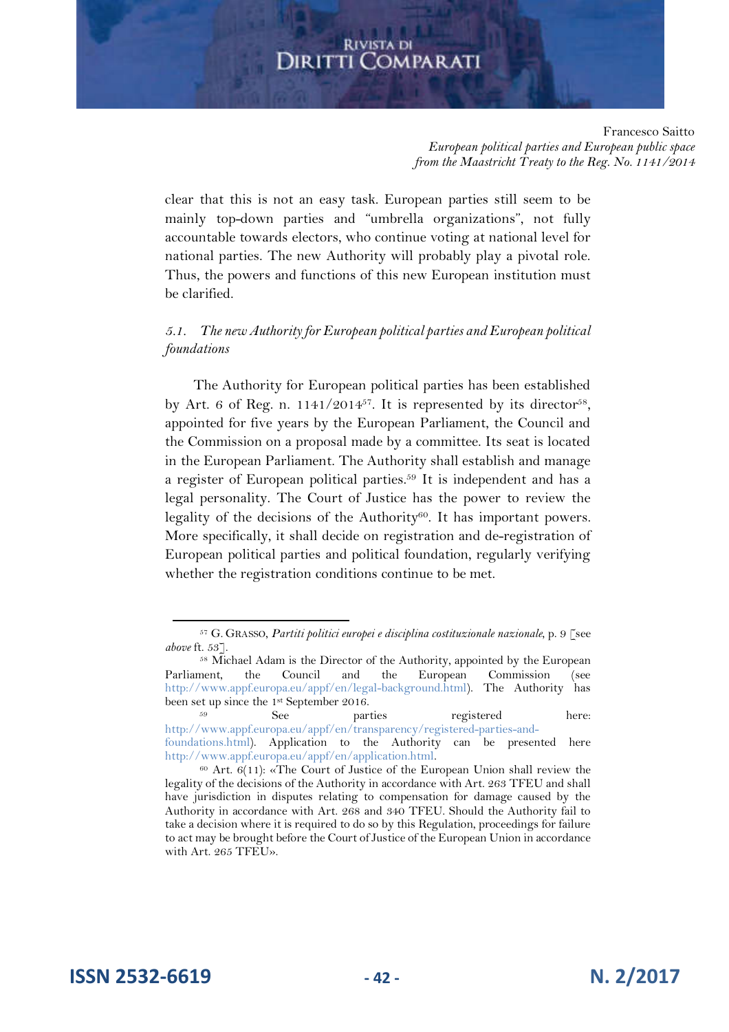clear that this is not an easy task. European parties still seem to be mainly top-down parties and "umbrella organizations", not fully accountable towards electors, who continue voting at national level for national parties. The new Authority will probably play a pivotal role. Thus, the powers and functions of this new European institution must be clarified.

### *5.1. The new Authority for European political parties and European political foundations*

The Authority for European political parties has been established by Art. 6 of Reg. n. 1141/2014[57]. It is represented by its director[58], appointed for five years by the European Parliament, the Council and the Commission on a proposal made by a committee. Its seat is located in the European Parliament. The Authority shall establish and manage a register of European political parties.[59] It is independent and has a legal personality. The Court of Justice has the power to review the legality of the decisions of the Authority[60]. It has important powers. More specifically, it shall decide on registration and de-registration of European political parties and political foundation, regularly verifying whether the registration conditions continue to be met.

---

[57] G. GRASSO, *Partiti politici europei e disciplina costituzionale nazionale*, p. 9 [see *above* ft. 53].

[58] Michael Adam is the Director of the Authority, appointed by the European Parliament, the Council and the European Commission (see http://www.appf.europa.eu/appf/en/legal-background.html). The Authority has been set up since the 1st September 2016.

[59] See parties registered here: http://www.appf.europa.eu/appf/en/transparency/registered-parties-and-foundations.html). Application to the Authority can be presented here http://www.appf.europa.eu/appf/en/application.html.

[60] Art. 6(11): «The Court of Justice of the European Union shall review the legality of the decisions of the Authority in accordance with Art. 263 TFEU and shall have jurisdiction in disputes relating to compensation for damage caused by the Authority in accordance with Art. 268 and 340 TFEU. Should the Authority fail to take a decision where it is required to do so by this Regulation, proceedings for failure to act may be brought before the Court of Justice of the European Union in accordance with Art. 265 TFEU».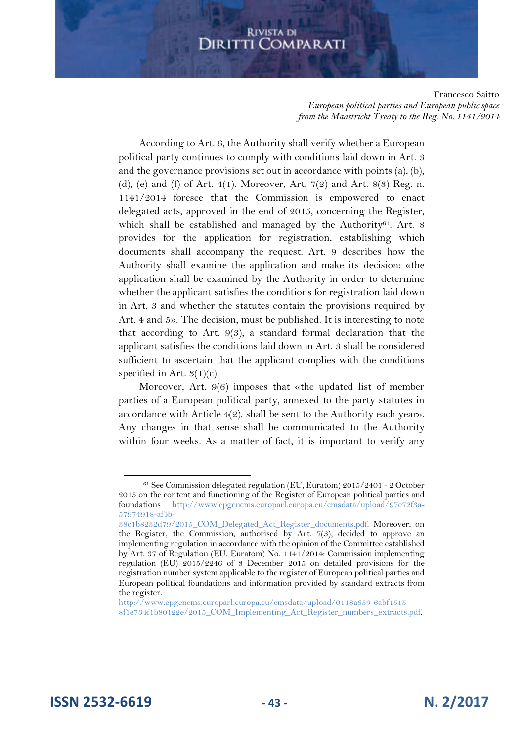According to Art. 6, the Authority shall verify whether a European political party continues to comply with conditions laid down in Art. 3 and the governance provisions set out in accordance with points (a), (b), (d), (e) and (f) of Art. 4(1). Moreover, Art. 7(2) and Art. 8(3) Reg. n. 1141/2014 foresee that the Commission is empowered to enact delegated acts, approved in the end of 2015, concerning the Register, which shall be established and managed by the Authority[61]. Art. 8 provides for the application for registration, establishing which documents shall accompany the request. Art. 9 describes how the Authority shall examine the application and make its decision: «the application shall be examined by the Authority in order to determine whether the applicant satisfies the conditions for registration laid down in Art. 3 and whether the statutes contain the provisions required by Art. 4 and 5». The decision, must be published. It is interesting to note that according to Art. 9(3), a standard formal declaration that the applicant satisfies the conditions laid down in Art. 3 shall be considered sufficient to ascertain that the applicant complies with the conditions specified in Art. 3(1)(c).

Moreover, Art. 9(6) imposes that «the updated list of member parties of a European political party, annexed to the party statutes in accordance with Article 4(2), shall be sent to the Authority each year». Any changes in that sense shall be communicated to the Authority within four weeks. As a matter of fact, it is important to verify any

---

[61] See Commission delegated regulation (EU, Euratom) 2015/2401 - 2 October 2015 on the content and functioning of the Register of European political parties and foundations http://www.epgencms.europarl.europa.eu/cmsdata/upload/97e72f3a-57974918-af4b-38c1b8232d79/2015_COM_Delegated_Act_Register_documents.pdf. Moreover, on the Register, the Commission, authorised by Art. 7(3), decided to approve an implementing regulation in accordance with the opinion of the Committee established by Art. 37 of Regulation (EU, Euratom) No. 1141/2014: Commission implementing regulation (EU) 2015/2246 of 3 December 2015 on detailed provisions for the registration number system applicable to the register of European political parties and European political foundations and information provided by standard extracts from the register. http://www.epgencms.europarl.europa.eu/cmsdata/upload/0118a659-6abf4515-8f1e734f1b80122e/2015_COM_Implementing_Act_Register_numbers_extracts.pdf.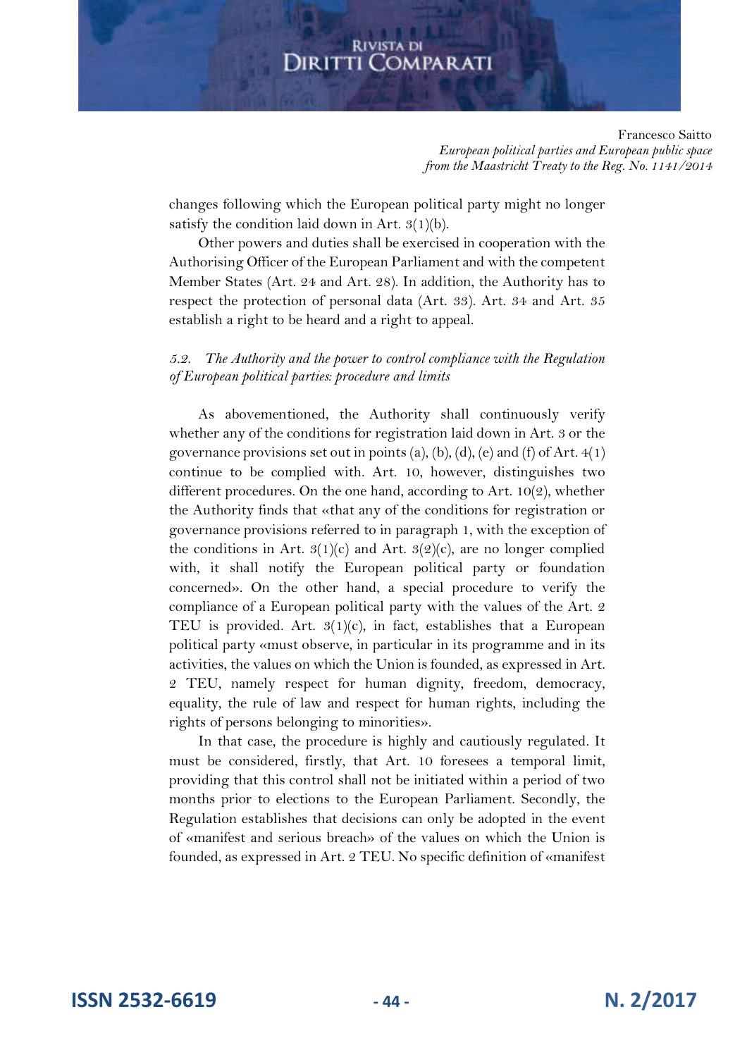changes following which the European political party might no longer satisfy the condition laid down in Art. 3(1)(b).

Other powers and duties shall be exercised in cooperation with the Authorising Officer of the European Parliament and with the competent Member States (Art. 24 and Art. 28). In addition, the Authority has to respect the protection of personal data (Art. 33). Art. 34 and Art. 35 establish a right to be heard and a right to appeal.

### *5.2. The Authority and the power to control compliance with the Regulation of European political parties: procedure and limits*

As abovementioned, the Authority shall continuously verify whether any of the conditions for registration laid down in Art. 3 or the governance provisions set out in points (a), (b), (d), (e) and (f) of Art. 4(1) continue to be complied with. Art. 10, however, distinguishes two different procedures. On the one hand, according to Art. 10(2), whether the Authority finds that «that any of the conditions for registration or governance provisions referred to in paragraph 1, with the exception of the conditions in Art. 3(1)(c) and Art. 3(2)(c), are no longer complied with, it shall notify the European political party or foundation concerned». On the other hand, a special procedure to verify the compliance of a European political party with the values of the Art. 2 TEU is provided. Art. 3(1)(c), in fact, establishes that a European political party «must observe, in particular in its programme and in its activities, the values on which the Union is founded, as expressed in Art. 2 TEU, namely respect for human dignity, freedom, democracy, equality, the rule of law and respect for human rights, including the rights of persons belonging to minorities».

In that case, the procedure is highly and cautiously regulated. It must be considered, firstly, that Art. 10 foresees a temporal limit, providing that this control shall not be initiated within a period of two months prior to elections to the European Parliament. Secondly, the Regulation establishes that decisions can only be adopted in the event of «manifest and serious breach» of the values on which the Union is founded, as expressed in Art. 2 TEU. No specific definition of «manifest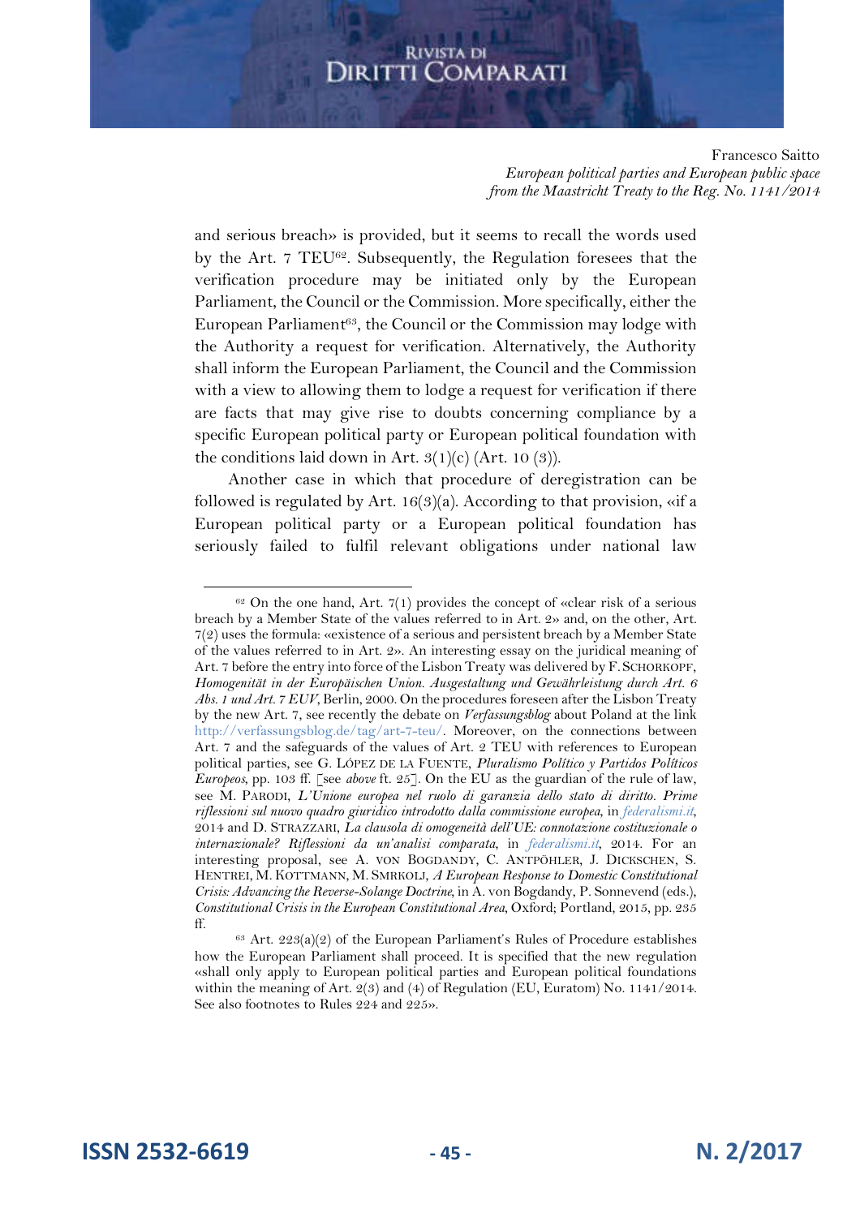and serious breach» is provided, but it seems to recall the words used by the Art. 7 TEU[62]. Subsequently, the Regulation foresees that the verification procedure may be initiated only by the European Parliament, the Council or the Commission. More specifically, either the European Parliament[63], the Council or the Commission may lodge with the Authority a request for verification. Alternatively, the Authority shall inform the European Parliament, the Council and the Commission with a view to allowing them to lodge a request for verification if there are facts that may give rise to doubts concerning compliance by a specific European political party or European political foundation with the conditions laid down in Art. 3(1)(c) (Art. 10 (3)).

Another case in which that procedure of deregistration can be followed is regulated by Art. 16(3)(a). According to that provision, «if a European political party or a European political foundation has seriously failed to fulfil relevant obligations under national law

---

[62] On the one hand, Art. 7(1) provides the concept of «clear risk of a serious breach by a Member State of the values referred to in Art. 2» and, on the other, Art. 7(2) uses the formula: «existence of a serious and persistent breach by a Member State of the values referred to in Art. 2». An interesting essay on the juridical meaning of Art. 7 before the entry into force of the Lisbon Treaty was delivered by F. SCHORKOPF, *Homogenität in der Europäischen Union. Ausgestaltung und Gewährleistung durch Art. 6 Abs. 1 und Art. 7 EUV*, Berlin, 2000. On the procedures foreseen after the Lisbon Treaty by the new Art. 7, see recently the debate on *Verfassungsblog* about Poland at the link http://verfassungsblog.de/tag/art-7-teu/. Moreover, on the connections between Art. 7 and the safeguards of the values of Art. 2 TEU with references to European political parties, see G. LÓPEZ DE LA FUENTE, *Pluralismo Político y Partidos Políticos Europeos*, pp. 103 ff. [see *above* ft. 25]. On the EU as the guardian of the rule of law, see M. PARODI, *L'Unione europea nel ruolo di garanzia dello stato di diritto. Prime riflessioni sul nuovo quadro giuridico introdotto dalla commissione europea*, in *federalismi.it*, 2014 and D. STRAZZARI, *La clausola di omogeneità dell'UE: connotazione costituzionale o internazionale? Riflessioni da un'analisi comparata*, in *federalismi.it*, 2014. For an interesting proposal, see A. VON BOGDANDY, C. ANTPÖHLER, J. DICKSCHEN, S. HENTREI, M. KOTTMANN, M. SMRKOLJ, *A European Response to Domestic Constitutional Crisis: Advancing the Reverse-Solange Doctrine*, in A. von Bogdandy, P. Sonnevend (eds.), *Constitutional Crisis in the European Constitutional Area*, Oxford; Portland, 2015, pp. 235 ff.

[63] Art. 223(a)(2) of the European Parliament's Rules of Procedure establishes how the European Parliament shall proceed. It is specified that the new regulation «shall only apply to European political parties and European political foundations within the meaning of Art. 2(3) and (4) of Regulation (EU, Euratom) No. 1141/2014. See also footnotes to Rules 224 and 225».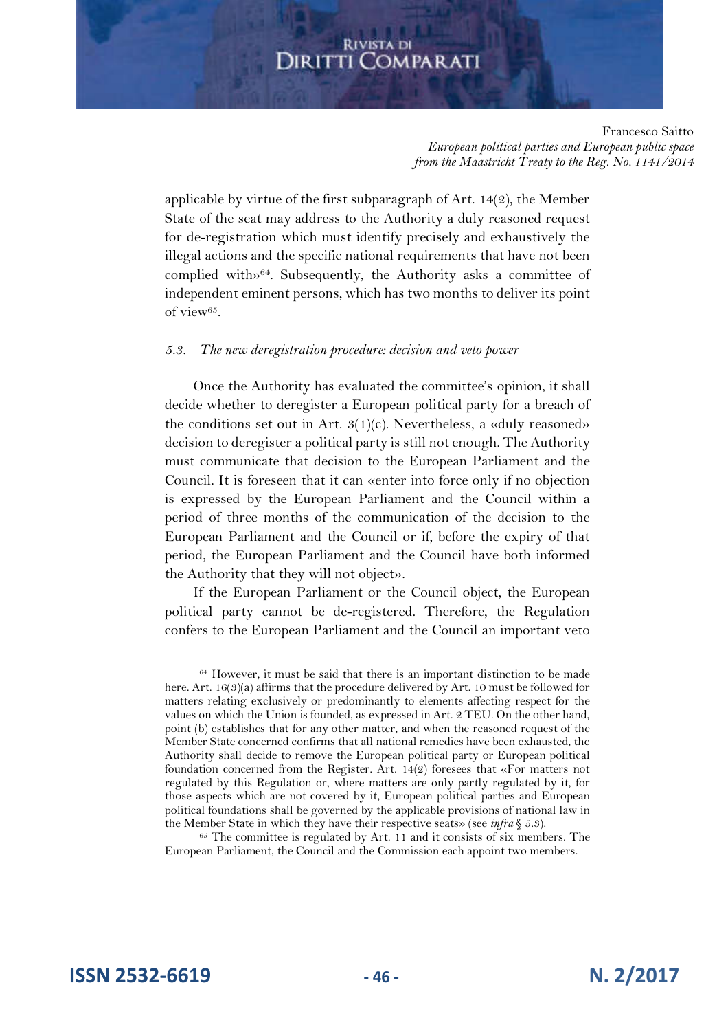applicable by virtue of the first subparagraph of Art. 14(2), the Member State of the seat may address to the Authority a duly reasoned request for de-registration which must identify precisely and exhaustively the illegal actions and the specific national requirements that have not been complied with»[64]. Subsequently, the Authority asks a committee of independent eminent persons, which has two months to deliver its point of view[65].

### *5.3. The new deregistration procedure: decision and veto power*

Once the Authority has evaluated the committee's opinion, it shall decide whether to deregister a European political party for a breach of the conditions set out in Art. 3(1)(c). Nevertheless, a «duly reasoned» decision to deregister a political party is still not enough. The Authority must communicate that decision to the European Parliament and the Council. It is foreseen that it can «enter into force only if no objection is expressed by the European Parliament and the Council within a period of three months of the communication of the decision to the European Parliament and the Council or if, before the expiry of that period, the European Parliament and the Council have both informed the Authority that they will not object».

If the European Parliament or the Council object, the European political party cannot be de-registered. Therefore, the Regulation confers to the European Parliament and the Council an important veto

---

[64] However, it must be said that there is an important distinction to be made here. Art. 16(3)(a) affirms that the procedure delivered by Art. 10 must be followed for matters relating exclusively or predominantly to elements affecting respect for the values on which the Union is founded, as expressed in Art. 2 TEU. On the other hand, point (b) establishes that for any other matter, and when the reasoned request of the Member State concerned confirms that all national remedies have been exhausted, the Authority shall decide to remove the European political party or European political foundation concerned from the Register. Art. 14(2) foresees that «For matters not regulated by this Regulation or, where matters are only partly regulated by it, for those aspects which are not covered by it, European political parties and European political foundations shall be governed by the applicable provisions of national law in the Member State in which they have their respective seats» (see *infra* § 5.3).

[65] The committee is regulated by Art. 11 and it consists of six members. The European Parliament, the Council and the Commission each appoint two members.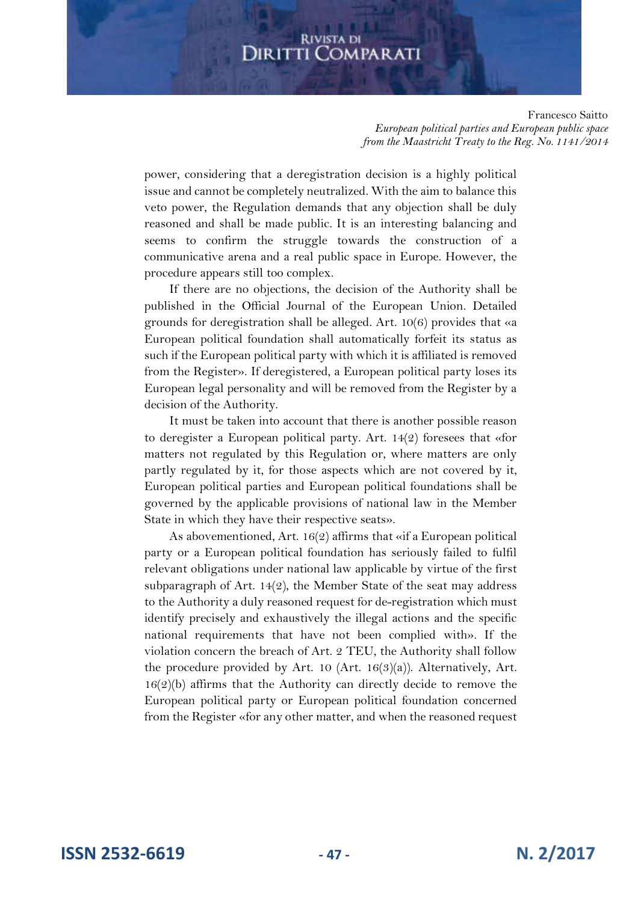power, considering that a deregistration decision is a highly political issue and cannot be completely neutralized. With the aim to balance this veto power, the Regulation demands that any objection shall be duly reasoned and shall be made public. It is an interesting balancing and seems to confirm the struggle towards the construction of a communicative arena and a real public space in Europe. However, the procedure appears still too complex.

If there are no objections, the decision of the Authority shall be published in the Official Journal of the European Union. Detailed grounds for deregistration shall be alleged. Art. 10(6) provides that «a European political foundation shall automatically forfeit its status as such if the European political party with which it is affiliated is removed from the Register». If deregistered, a European political party loses its European legal personality and will be removed from the Register by a decision of the Authority.

It must be taken into account that there is another possible reason to deregister a European political party. Art. 14(2) foresees that «for matters not regulated by this Regulation or, where matters are only partly regulated by it, for those aspects which are not covered by it, European political parties and European political foundations shall be governed by the applicable provisions of national law in the Member State in which they have their respective seats».

As abovementioned, Art. 16(2) affirms that «if a European political party or a European political foundation has seriously failed to fulfil relevant obligations under national law applicable by virtue of the first subparagraph of Art. 14(2), the Member State of the seat may address to the Authority a duly reasoned request for de-registration which must identify precisely and exhaustively the illegal actions and the specific national requirements that have not been complied with». If the violation concern the breach of Art. 2 TEU, the Authority shall follow the procedure provided by Art. 10 (Art. 16(3)(a)). Alternatively, Art. 16(2)(b) affirms that the Authority can directly decide to remove the European political party or European political foundation concerned from the Register «for any other matter, and when the reasoned request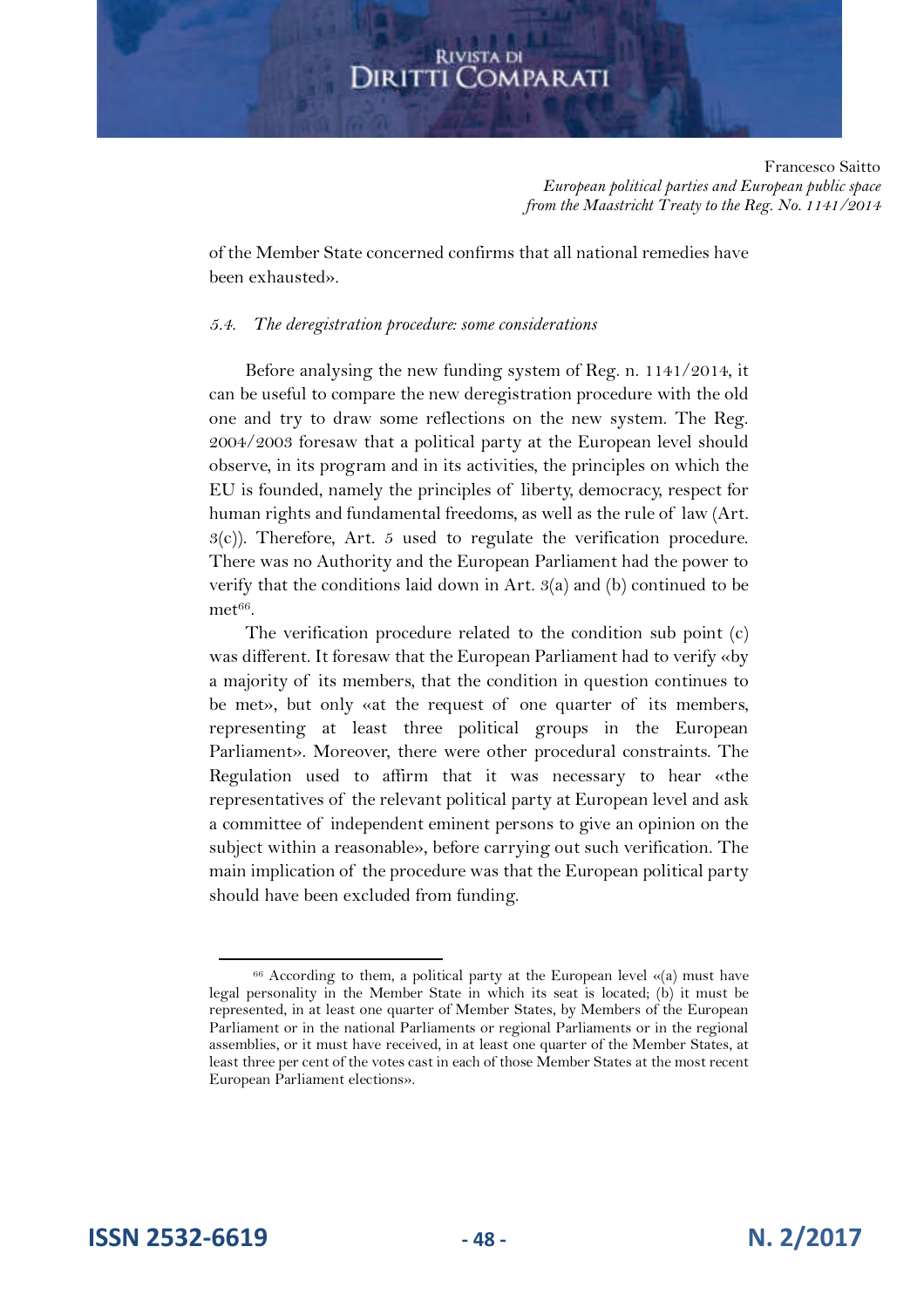of the Member State concerned confirms that all national remedies have been exhausted».

### *5.4. The deregistration procedure: some considerations*

Before analysing the new funding system of Reg. n. 1141/2014, it can be useful to compare the new deregistration procedure with the old one and try to draw some reflections on the new system. The Reg. 2004/2003 foresaw that a political party at the European level should observe, in its program and in its activities, the principles on which the EU is founded, namely the principles of liberty, democracy, respect for human rights and fundamental freedoms, as well as the rule of law (Art. 3(c)). Therefore, Art. 5 used to regulate the verification procedure. There was no Authority and the European Parliament had the power to verify that the conditions laid down in Art. 3(a) and (b) continued to be met[66].

The verification procedure related to the condition sub point (c) was different. It foresaw that the European Parliament had to verify «by a majority of its members, that the condition in question continues to be met», but only «at the request of one quarter of its members, representing at least three political groups in the European Parliament». Moreover, there were other procedural constraints. The Regulation used to affirm that it was necessary to hear «the representatives of the relevant political party at European level and ask a committee of independent eminent persons to give an opinion on the subject within a reasonable», before carrying out such verification. The main implication of the procedure was that the European political party should have been excluded from funding.

---

[66] According to them, a political party at the European level «(a) must have legal personality in the Member State in which its seat is located; (b) it must be represented, in at least one quarter of Member States, by Members of the European Parliament or in the national Parliaments or regional Parliaments or in the regional assemblies, or it must have received, in at least one quarter of the Member States, at least three per cent of the votes cast in each of those Member States at the most recent European Parliament elections».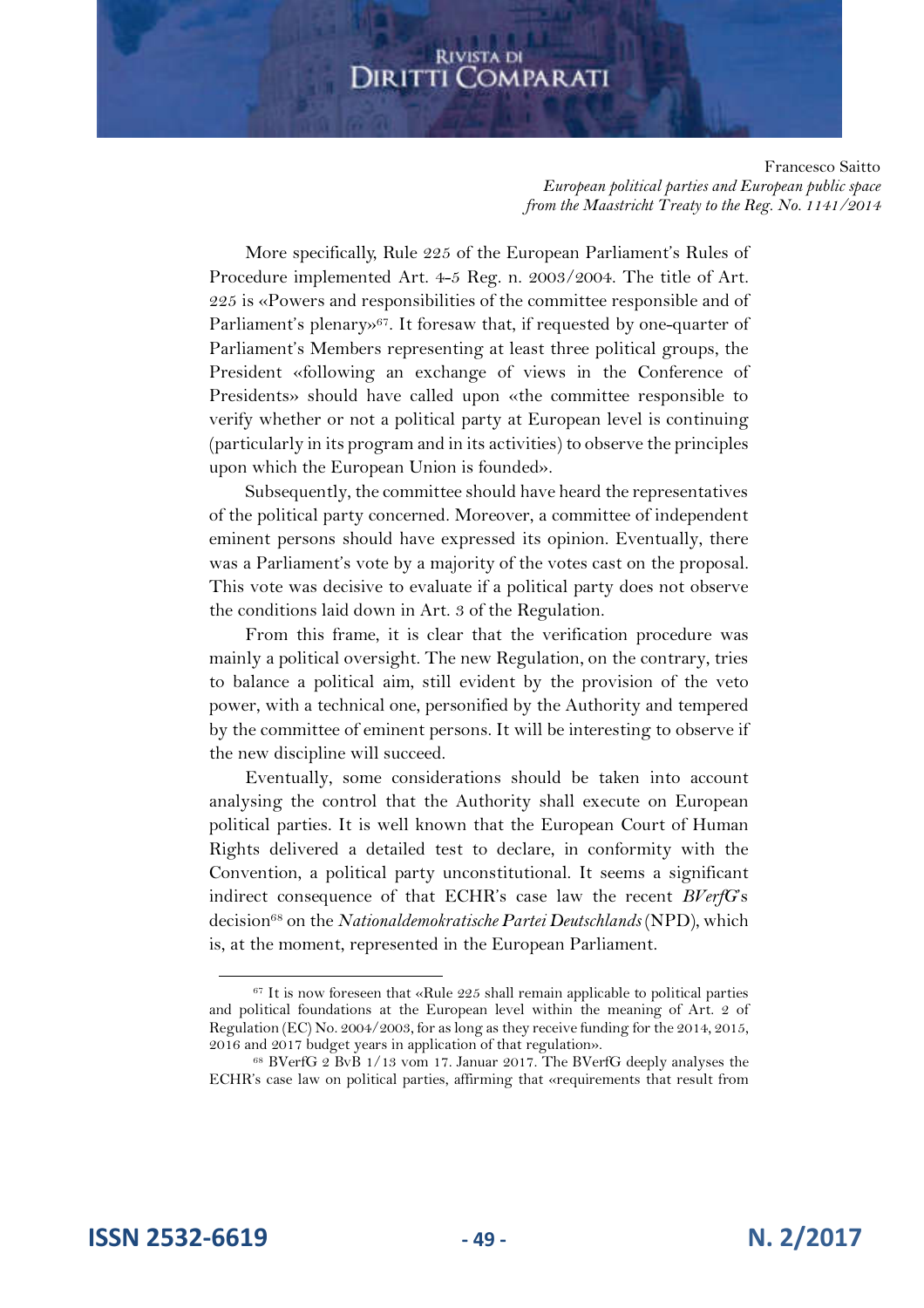More specifically, Rule 225 of the European Parliament's Rules of Procedure implemented Art. 4-5 Reg. n. 2003/2004. The title of Art. 225 is «Powers and responsibilities of the committee responsible and of Parliament's plenary»[67]. It foresaw that, if requested by one-quarter of Parliament's Members representing at least three political groups, the President «following an exchange of views in the Conference of Presidents» should have called upon «the committee responsible to verify whether or not a political party at European level is continuing (particularly in its program and in its activities) to observe the principles upon which the European Union is founded».

Subsequently, the committee should have heard the representatives of the political party concerned. Moreover, a committee of independent eminent persons should have expressed its opinion. Eventually, there was a Parliament's vote by a majority of the votes cast on the proposal. This vote was decisive to evaluate if a political party does not observe the conditions laid down in Art. 3 of the Regulation.

From this frame, it is clear that the verification procedure was mainly a political oversight. The new Regulation, on the contrary, tries to balance a political aim, still evident by the provision of the veto power, with a technical one, personified by the Authority and tempered by the committee of eminent persons. It will be interesting to observe if the new discipline will succeed.

Eventually, some considerations should be taken into account analysing the control that the Authority shall execute on European political parties. It is well known that the European Court of Human Rights delivered a detailed test to declare, in conformity with the Convention, a political party unconstitutional. It seems a significant indirect consequence of that ECHR's case law the recent *BVerfG*'s decision[68] on the *Nationaldemokratische Partei Deutschlands* (NPD), which is, at the moment, represented in the European Parliament.

---

[67] It is now foreseen that «Rule 225 shall remain applicable to political parties and political foundations at the European level within the meaning of Art. 2 of Regulation (EC) No. 2004/2003, for as long as they receive funding for the 2014, 2015, 2016 and 2017 budget years in application of that regulation».

[68] BVerfG 2 BvB 1/13 vom 17. Januar 2017. The BVerfG deeply analyses the ECHR's case law on political parties, affirming that «requirements that result from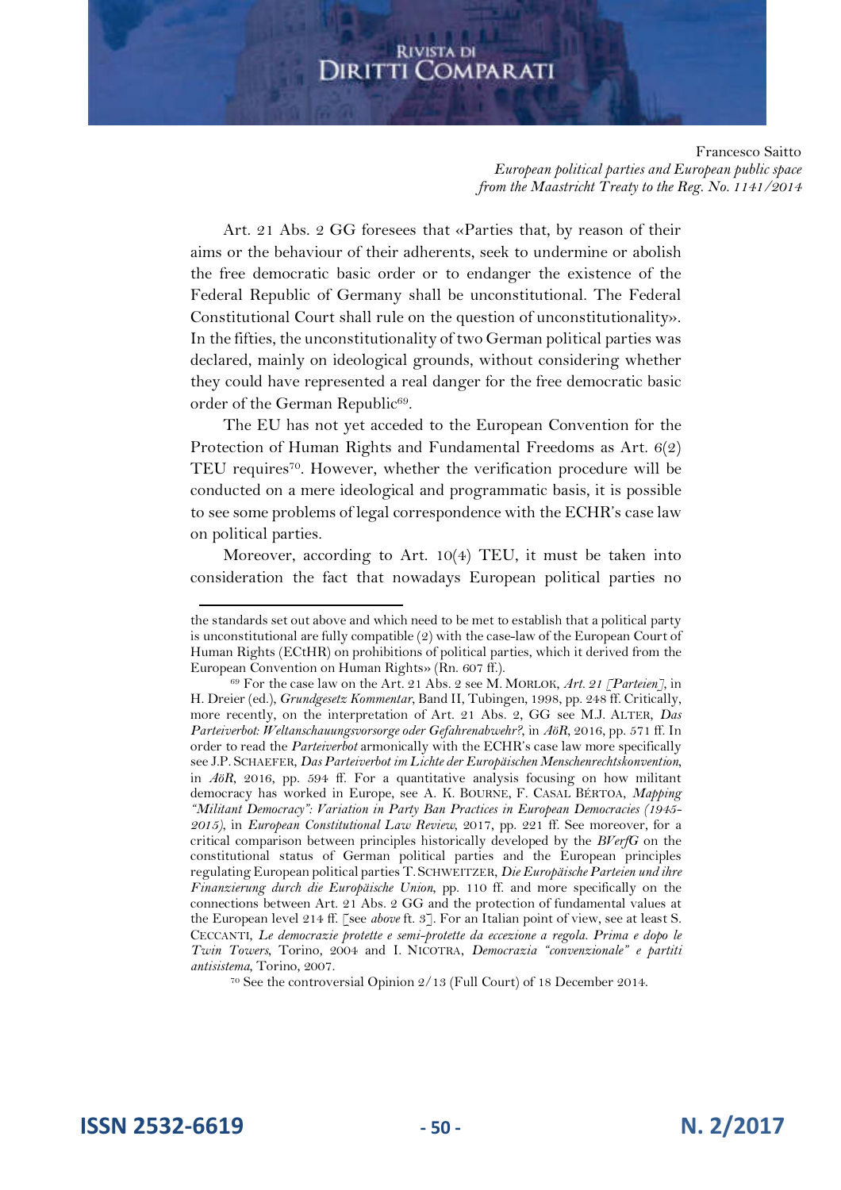Art. 21 Abs. 2 GG foresees that «Parties that, by reason of their aims or the behaviour of their adherents, seek to undermine or abolish the free democratic basic order or to endanger the existence of the Federal Republic of Germany shall be unconstitutional. The Federal Constitutional Court shall rule on the question of unconstitutionality». In the fifties, the unconstitutionality of two German political parties was declared, mainly on ideological grounds, without considering whether they could have represented a real danger for the free democratic basic order of the German Republic[69].

The EU has not yet acceded to the European Convention for the Protection of Human Rights and Fundamental Freedoms as Art. 6(2) TEU requires[70]. However, whether the verification procedure will be conducted on a mere ideological and programmatic basis, it is possible to see some problems of legal correspondence with the ECHR's case law on political parties.

Moreover, according to Art. 10(4) TEU, it must be taken into consideration the fact that nowadays European political parties no

---

the standards set out above and which need to be met to establish that a political party is unconstitutional are fully compatible (2) with the case-law of the European Court of Human Rights (ECtHR) on prohibitions of political parties, which it derived from the European Convention on Human Rights» (Rn. 607 ff.).

[69] For the case law on the Art. 21 Abs. 2 see M. MORLOK, *Art. 21 [Parteien]*, in H. Dreier (ed.), *Grundgesetz Kommentar*, Band II, Tubingen, 1998, pp. 248 ff. Critically, more recently, on the interpretation of Art. 21 Abs. 2, GG see M.J. ALTER, *Das Parteiverbot: Weltanschauungsvorsorge oder Gefahrenabwehr?*, in *AöR*, 2016, pp. 571 ff. In order to read the *Parteiverbot* armonically with the ECHR's case law more specifically see J.P. SCHAEFER, *Das Parteiverbot im Lichte der Europäischen Menschenrechtskonvention*, in *AöR*, 2016, pp. 594 ff. For a quantitative analysis focusing on how militant democracy has worked in Europe, see A. K. BOURNE, F. CASAL BÉRTOA, *Mapping "Militant Democracy": Variation in Party Ban Practices in European Democracies (1945-2015)*, in *European Constitutional Law Review*, 2017, pp. 221 ff. See moreover, for a critical comparison between principles historically developed by the *BVerfG* on the constitutional status of German political parties and the European principles regulating European political parties T. SCHWEITZER, *Die Europäische Parteien und ihre Finanzierung durch die Europäische Union*, pp. 110 ff. and more specifically on the connections between Art. 21 Abs. 2 GG and the protection of fundamental values at the European level 214 ff. [see *above* ft. 3]. For an Italian point of view, see at least S. CECCANTI, *Le democrazie protette e semi-protette da eccezione a regola. Prima e dopo le Twin Towers*, Torino, 2004 and I. NICOTRA, *Democrazia "convenzionale" e partiti antisistema*, Torino, 2007.

[70] See the controversial Opinion 2/13 (Full Court) of 18 December 2014.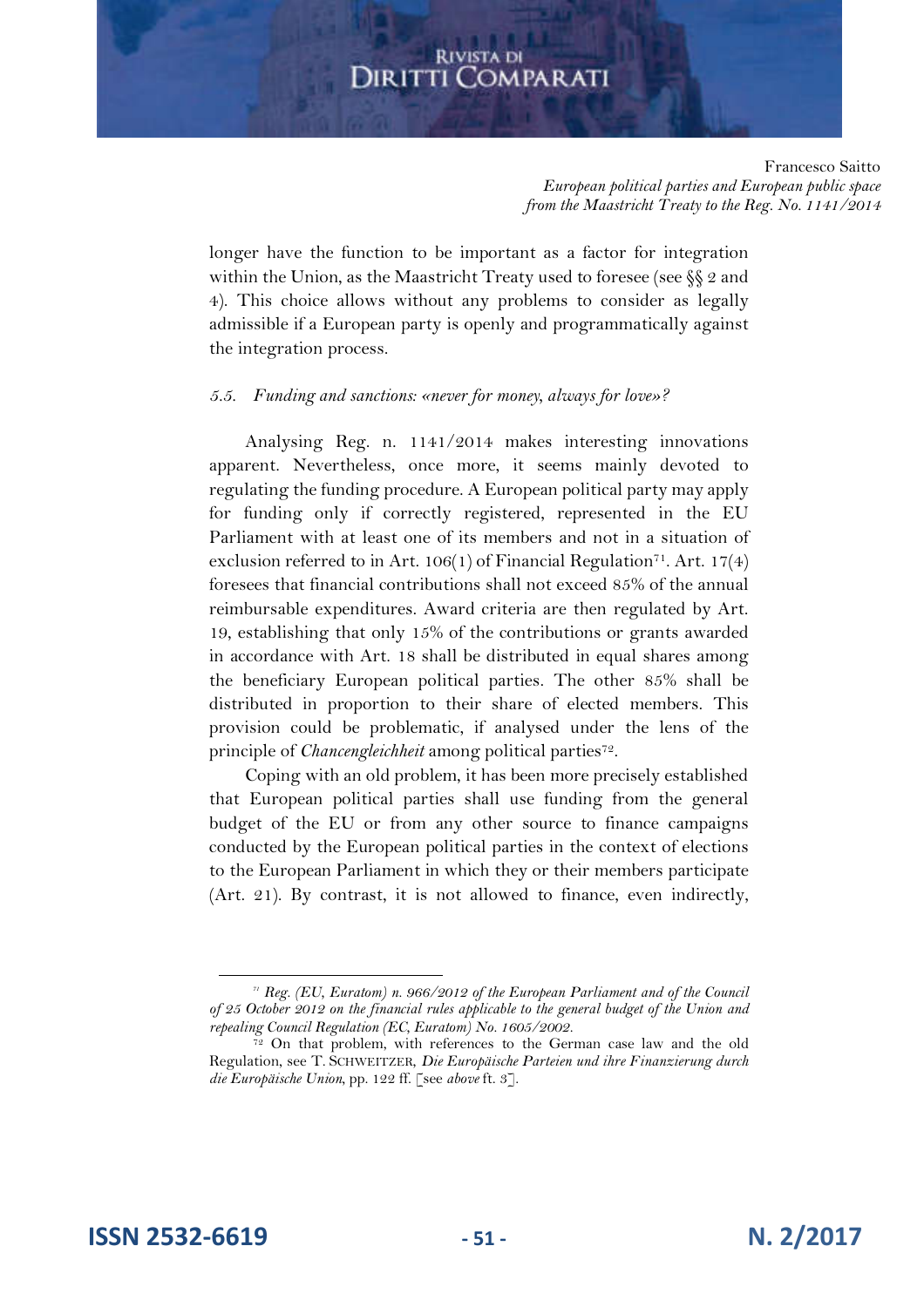longer have the function to be important as a factor for integration within the Union, as the Maastricht Treaty used to foresee (see §§ 2 and 4). This choice allows without any problems to consider as legally admissible if a European party is openly and programmatically against the integration process.

### *5.5. Funding and sanctions: «never for money, always for love»?*

Analysing Reg. n. 1141/2014 makes interesting innovations apparent. Nevertheless, once more, it seems mainly devoted to regulating the funding procedure. A European political party may apply for funding only if correctly registered, represented in the EU Parliament with at least one of its members and not in a situation of exclusion referred to in Art. 106(1) of Financial Regulation[71]. Art. 17(4) foresees that financial contributions shall not exceed 85% of the annual reimbursable expenditures. Award criteria are then regulated by Art. 19, establishing that only 15% of the contributions or grants awarded in accordance with Art. 18 shall be distributed in equal shares among the beneficiary European political parties. The other 85% shall be distributed in proportion to their share of elected members. This provision could be problematic, if analysed under the lens of the principle of *Chancengleichheit* among political parties[72].

Coping with an old problem, it has been more precisely established that European political parties shall use funding from the general budget of the EU or from any other source to finance campaigns conducted by the European political parties in the context of elections to the European Parliament in which they or their members participate (Art. 21). By contrast, it is not allowed to finance, even indirectly,

---

[71] *Reg. (EU, Euratom) n. 966/2012 of the European Parliament and of the Council of 25 October 2012 on the financial rules applicable to the general budget of the Union and repealing Council Regulation (EC, Euratom) No. 1605/2002.*

[72] On that problem, with references to the German case law and the old Regulation, see T. SCHWEITZER, *Die Europäische Parteien und ihre Finanzierung durch die Europäische Union*, pp. 122 ff. [see *above* ft. 3].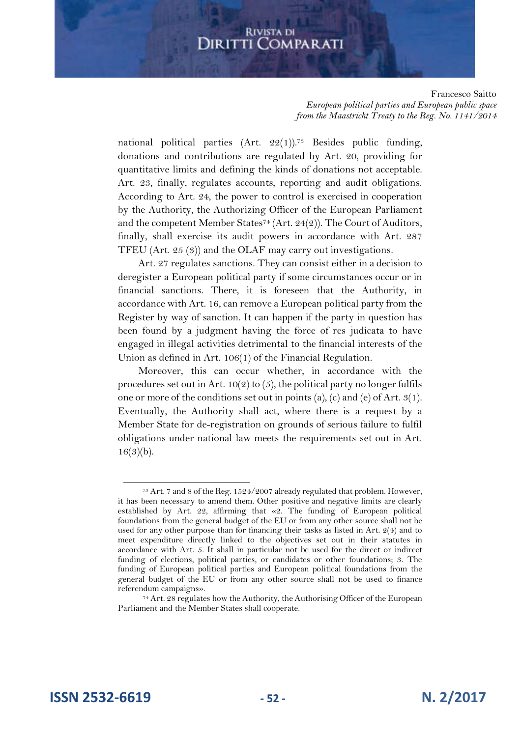national political parties (Art. 22(1)).[73] Besides public funding, donations and contributions are regulated by Art. 20, providing for quantitative limits and defining the kinds of donations not acceptable. Art. 23, finally, regulates accounts, reporting and audit obligations. According to Art. 24, the power to control is exercised in cooperation by the Authority, the Authorizing Officer of the European Parliament and the competent Member States[74] (Art. 24(2)). The Court of Auditors, finally, shall exercise its audit powers in accordance with Art. 287 TFEU (Art. 25 (3)) and the OLAF may carry out investigations.

Art. 27 regulates sanctions. They can consist either in a decision to deregister a European political party if some circumstances occur or in financial sanctions. There, it is foreseen that the Authority, in accordance with Art. 16, can remove a European political party from the Register by way of sanction. It can happen if the party in question has been found by a judgment having the force of res judicata to have engaged in illegal activities detrimental to the financial interests of the Union as defined in Art. 106(1) of the Financial Regulation.

Moreover, this can occur whether, in accordance with the procedures set out in Art. 10(2) to (5), the political party no longer fulfils one or more of the conditions set out in points (a), (c) and (e) of Art. 3(1). Eventually, the Authority shall act, where there is a request by a Member State for de-registration on grounds of serious failure to fulfil obligations under national law meets the requirements set out in Art. 16(3)(b).

---

[73] Art. 7 and 8 of the Reg. 1524/2007 already regulated that problem. However, it has been necessary to amend them. Other positive and negative limits are clearly established by Art. 22, affirming that «2. The funding of European political foundations from the general budget of the EU or from any other source shall not be used for any other purpose than for financing their tasks as listed in Art. 2(4) and to meet expenditure directly linked to the objectives set out in their statutes in accordance with Art. 5. It shall in particular not be used for the direct or indirect funding of elections, political parties, or candidates or other foundations; 3. The funding of European political parties and European political foundations from the general budget of the EU or from any other source shall not be used to finance referendum campaigns».

[74] Art. 28 regulates how the Authority, the Authorising Officer of the European Parliament and the Member States shall cooperate.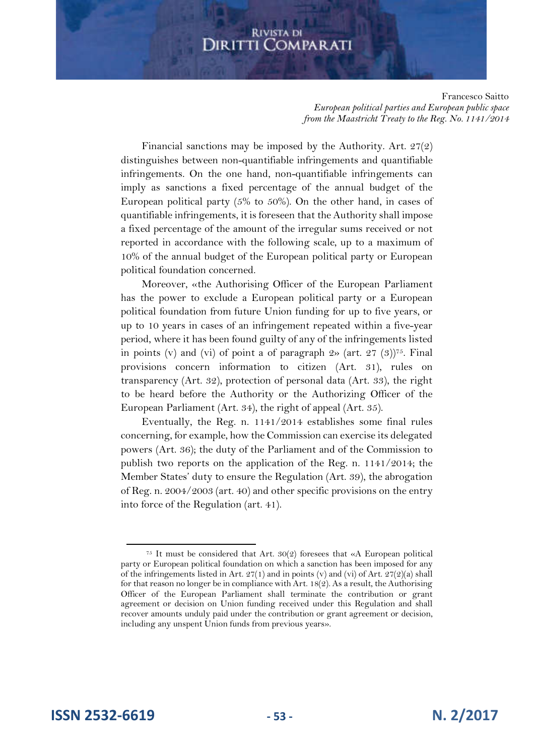Financial sanctions may be imposed by the Authority. Art. 27(2) distinguishes between non-quantifiable infringements and quantifiable infringements. On the one hand, non-quantifiable infringements can imply as sanctions a fixed percentage of the annual budget of the European political party (5% to 50%). On the other hand, in cases of quantifiable infringements, it is foreseen that the Authority shall impose a fixed percentage of the amount of the irregular sums received or not reported in accordance with the following scale, up to a maximum of 10% of the annual budget of the European political party or European political foundation concerned.

Moreover, «the Authorising Officer of the European Parliament has the power to exclude a European political party or a European political foundation from future Union funding for up to five years, or up to 10 years in cases of an infringement repeated within a five-year period, where it has been found guilty of any of the infringements listed in points (v) and (vi) of point a of paragraph 2» (art. 27 (3))[75]. Final provisions concern information to citizen (Art. 31), rules on transparency (Art. 32), protection of personal data (Art. 33), the right to be heard before the Authority or the Authorizing Officer of the European Parliament (Art. 34), the right of appeal (Art. 35).

Eventually, the Reg. n. 1141/2014 establishes some final rules concerning, for example, how the Commission can exercise its delegated powers (Art. 36); the duty of the Parliament and of the Commission to publish two reports on the application of the Reg. n. 1141/2014; the Member States' duty to ensure the Regulation (Art. 39), the abrogation of Reg. n. 2004/2003 (art. 40) and other specific provisions on the entry into force of the Regulation (art. 41).

---

[75] It must be considered that Art. 30(2) foresees that «A European political party or European political foundation on which a sanction has been imposed for any of the infringements listed in Art. 27(1) and in points (v) and (vi) of Art. 27(2)(a) shall for that reason no longer be in compliance with Art. 18(2). As a result, the Authorising Officer of the European Parliament shall terminate the contribution or grant agreement or decision on Union funding received under this Regulation and shall recover amounts unduly paid under the contribution or grant agreement or decision, including any unspent Union funds from previous years».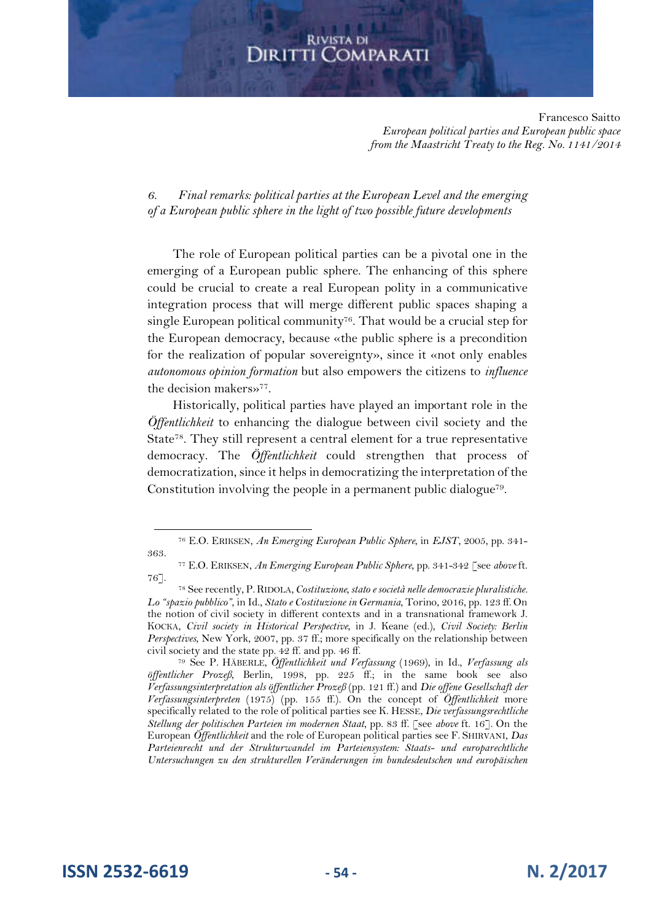### 6. *Final remarks: political parties at the European Level and the emerging of a European public sphere in the light of two possible future developments*

The role of European political parties can be a pivotal one in the emerging of a European public sphere. The enhancing of this sphere could be crucial to create a real European polity in a communicative integration process that will merge different public spaces shaping a single European political community[76]. That would be a crucial step for the European democracy, because «the public sphere is a precondition for the realization of popular sovereignty», since it «not only enables *autonomous opinion formation* but also empowers the citizens to *influence* the decision makers»[77].

Historically, political parties have played an important role in the *Öffentlichkeit* to enhancing the dialogue between civil society and the State[78]. They still represent a central element for a true representative democracy. The *Öffentlichkeit* could strengthen that process of democratization, since it helps in democratizing the interpretation of the Constitution involving the people in a permanent public dialogue[79].

---

[76] E.O. ERIKSEN, *An Emerging European Public Sphere*, in *EJST*, 2005, pp. 341-363.

[77] E.O. ERIKSEN, *An Emerging European Public Sphere*, pp. 341-342 [see *above* ft. 76].

[78] See recently, P. RIDOLA, *Costituzione, stato e società nelle democrazie pluralistiche. Lo "spazio pubblico"*, in Id., *Stato e Costituzione in Germania*, Torino, 2016, pp. 123 ff. On the notion of civil society in different contexts and in a transnational framework J. KOCKA, *Civil society in Historical Perspective*, in J. Keane (ed.), *Civil Society: Berlin Perspectives*, New York, 2007, pp. 37 ff.; more specifically on the relationship between civil society and the state pp. 42 ff. and pp. 46 ff.

[79] See P. HÄBERLE, *Öffentlichkeit und Verfassung* (1969), in Id., *Verfassung als öffentlicher Prozeß*, Berlin, 1998, pp. 225 ff.; in the same book see also *Verfassungsinterpretation als öffentlicher Prozeß* (pp. 121 ff.) and *Die offene Gesellschaft der Verfassungsinterpreten* (1975) (pp. 155 ff.). On the concept of *Öffentlichkeit* more specifically related to the role of political parties see K. HESSE, *Die verfassungsrechtliche Stellung der politischen Parteien im modernen Staat*, pp. 83 ff. [see *above* ft. 16]. On the European *Öffentlichkeit* and the role of European political parties see F. SHIRVANI, *Das Parteienrecht und der Strukturwandel im Parteiensystem: Staats- und europarechtliche Untersuchungen zu den strukturellen Veränderungen im bundesdeutschen und europäischen*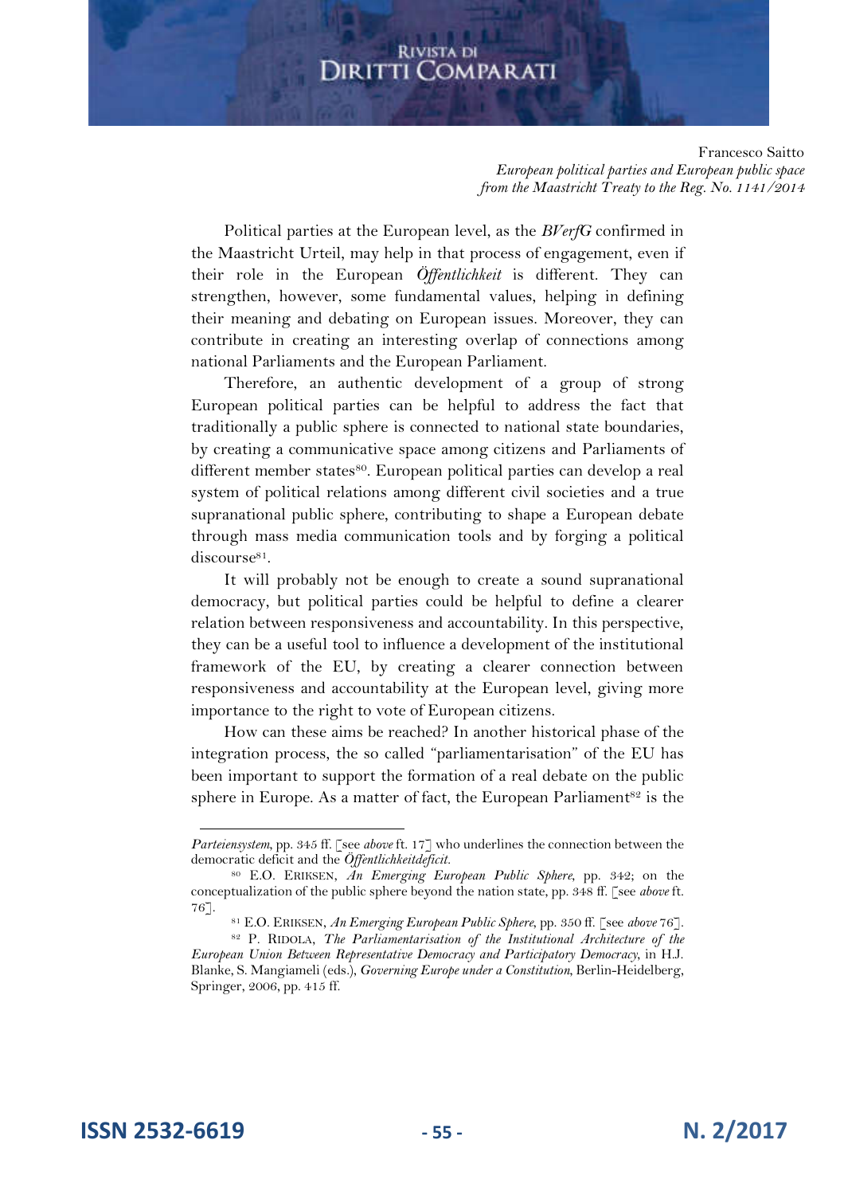Political parties at the European level, as the *BVerfG* confirmed in the Maastricht Urteil, may help in that process of engagement, even if their role in the European *Öffentlichkeit* is different. They can strengthen, however, some fundamental values, helping in defining their meaning and debating on European issues. Moreover, they can contribute in creating an interesting overlap of connections among national Parliaments and the European Parliament.

Therefore, an authentic development of a group of strong European political parties can be helpful to address the fact that traditionally a public sphere is connected to national state boundaries, by creating a communicative space among citizens and Parliaments of different member states[80]. European political parties can develop a real system of political relations among different civil societies and a true supranational public sphere, contributing to shape a European debate through mass media communication tools and by forging a political discourse[81].

It will probably not be enough to create a sound supranational democracy, but political parties could be helpful to define a clearer relation between responsiveness and accountability. In this perspective, they can be a useful tool to influence a development of the institutional framework of the EU, by creating a clearer connection between responsiveness and accountability at the European level, giving more importance to the right to vote of European citizens.

How can these aims be reached? In another historical phase of the integration process, the so called "parliamentarisation" of the EU has been important to support the formation of a real debate on the public sphere in Europe. As a matter of fact, the European Parliament[82] is the

---

*Parteiensystem*, pp. 345 ff. [see *above* ft. 17] who underlines the connection between the democratic deficit and the *Öffentlichkeitdeficit*.

[80] E.O. Eriksen, *An Emerging European Public Sphere*, pp. 342; on the conceptualization of the public sphere beyond the nation state, pp. 348 ff. [see *above* ft. 76].

[81] E.O. Eriksen, *An Emerging European Public Sphere*, pp. 350 ff. [see *above* 76].

[82] P. Ridola, *The Parliamentarisation of the Institutional Architecture of the European Union Between Representative Democracy and Participatory Democracy*, in H.J. Blanke, S. Mangiameli (eds.), *Governing Europe under a Constitution*, Berlin-Heidelberg, Springer, 2006, pp. 415 ff.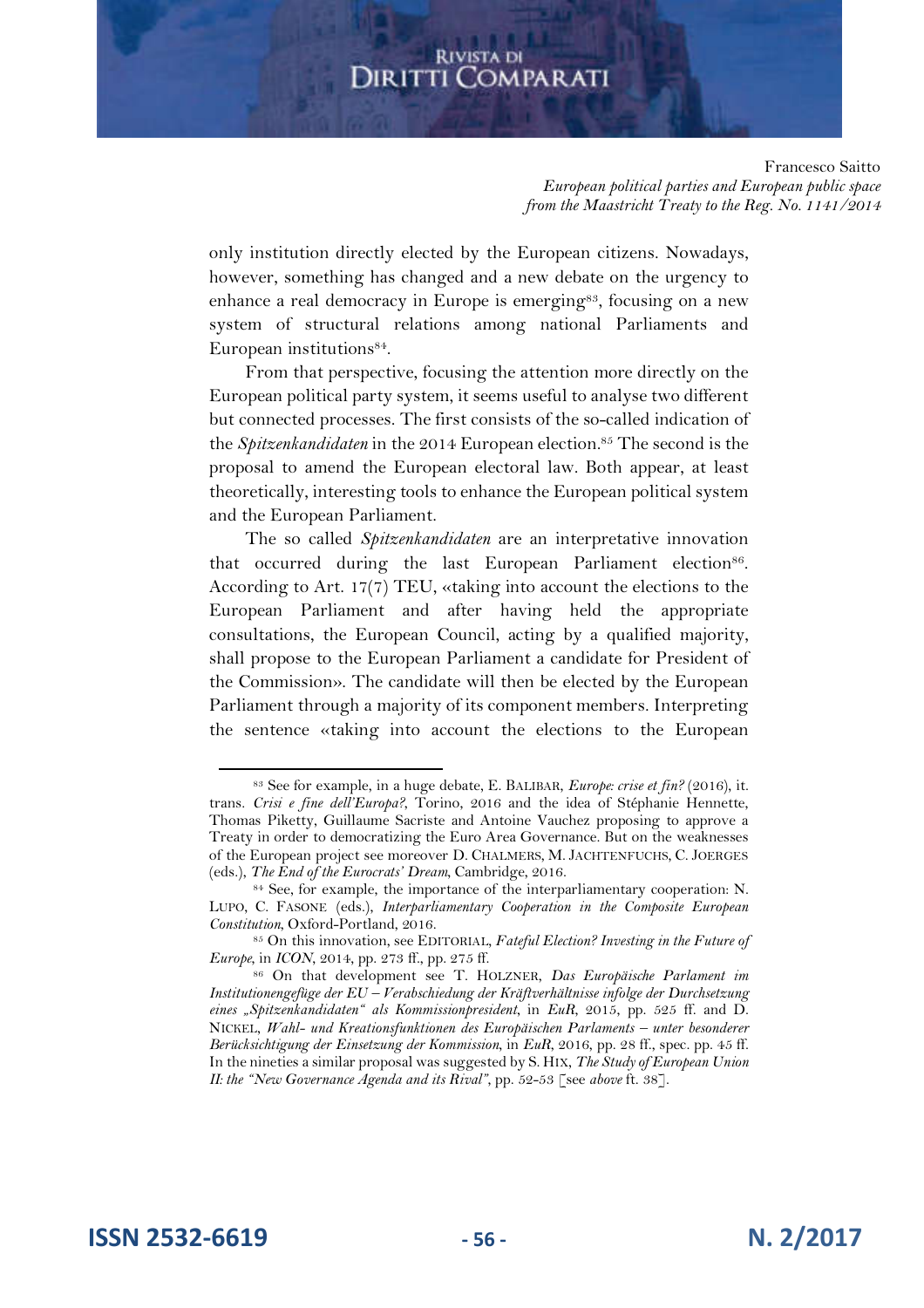only institution directly elected by the European citizens. Nowadays, however, something has changed and a new debate on the urgency to enhance a real democracy in Europe is emerging[83], focusing on a new system of structural relations among national Parliaments and European institutions[84].

From that perspective, focusing the attention more directly on the European political party system, it seems useful to analyse two different but connected processes. The first consists of the so-called indication of the *Spitzenkandidaten* in the 2014 European election.[85] The second is the proposal to amend the European electoral law. Both appear, at least theoretically, interesting tools to enhance the European political system and the European Parliament.

The so called *Spitzenkandidaten* are an interpretative innovation that occurred during the last European Parliament election[86]. According to Art. 17(7) TEU, «taking into account the elections to the European Parliament and after having held the appropriate consultations, the European Council, acting by a qualified majority, shall propose to the European Parliament a candidate for President of the Commission». The candidate will then be elected by the European Parliament through a majority of its component members. Interpreting the sentence «taking into account the elections to the European

---

[83] See for example, in a huge debate, E. BALIBAR, *Europe: crise et fin?* (2016), it. trans. *Crisi e fine dell'Europa?*, Torino, 2016 and the idea of Stéphanie Hennette, Thomas Piketty, Guillaume Sacriste and Antoine Vauchez proposing to approve a Treaty in order to democratizing the Euro Area Governance. But on the weaknesses of the European project see moreover D. CHALMERS, M. JACHTENFUCHS, C. JOERGES (eds.), *The End of the Eurocrats' Dream*, Cambridge, 2016.

[84] See, for example, the importance of the interparliamentary cooperation: N. LUPO, C. FASONE (eds.), *Interparliamentary Cooperation in the Composite European Constitution*, Oxford-Portland, 2016.

[85] On this innovation, see EDITORIAL, *Fateful Election? Investing in the Future of Europe*, in *ICON*, 2014, pp. 273 ff., pp. 275 ff.

[86] On that development see T. HOLZNER, *Das Europäische Parlament im Institutionengefüge der EU – Verabschiedung der Kräftverhältnisse infolge der Durchsetzung eines „Spitzenkandidaten" als Kommissionpresident*, in *EuR*, 2015, pp. 525 ff. and D. NICKEL, *Wahl- und Kreationsfunktionen des Europäischen Parlaments – unter besonderer Berücksichtigung der Einsetzung der Kommission*, in *EuR*, 2016, pp. 28 ff., spec. pp. 45 ff. In the nineties a similar proposal was suggested by S. HIX, *The Study of European Union II: the "New Governance Agenda and its Rival"*, pp. 52-53 [see *above* ft. 38].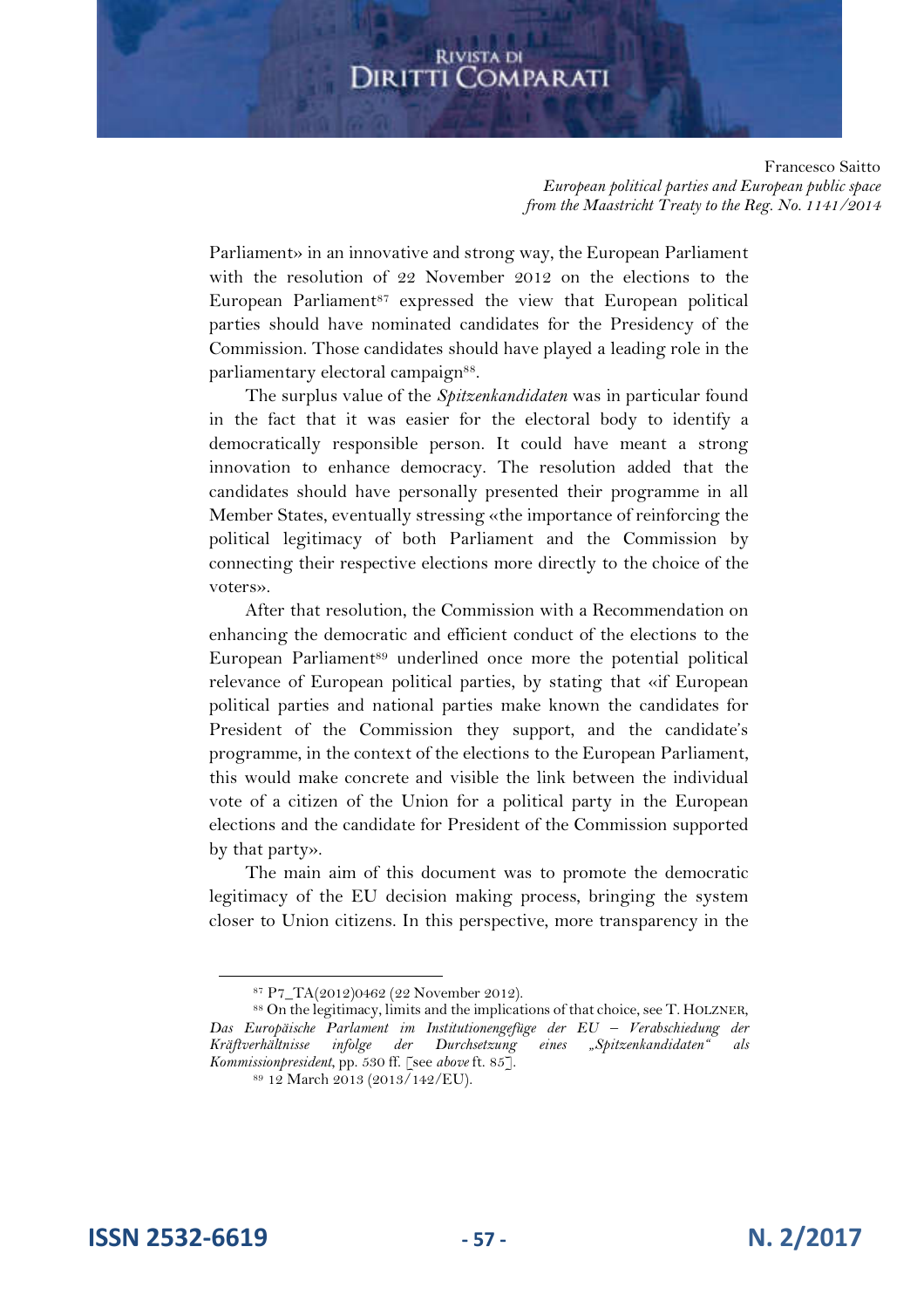Parliament» in an innovative and strong way, the European Parliament with the resolution of 22 November 2012 on the elections to the European Parliament[87] expressed the view that European political parties should have nominated candidates for the Presidency of the Commission. Those candidates should have played a leading role in the parliamentary electoral campaign[88].

The surplus value of the *Spitzenkandidaten* was in particular found in the fact that it was easier for the electoral body to identify a democratically responsible person. It could have meant a strong innovation to enhance democracy. The resolution added that the candidates should have personally presented their programme in all Member States, eventually stressing «the importance of reinforcing the political legitimacy of both Parliament and the Commission by connecting their respective elections more directly to the choice of the voters».

After that resolution, the Commission with a Recommendation on enhancing the democratic and efficient conduct of the elections to the European Parliament[89] underlined once more the potential political relevance of European political parties, by stating that «if European political parties and national parties make known the candidates for President of the Commission they support, and the candidate's programme, in the context of the elections to the European Parliament, this would make concrete and visible the link between the individual vote of a citizen of the Union for a political party in the European elections and the candidate for President of the Commission supported by that party».

The main aim of this document was to promote the democratic legitimacy of the EU decision making process, bringing the system closer to Union citizens. In this perspective, more transparency in the

---

[87] P7_TA(2012)0462 (22 November 2012).

[88] On the legitimacy, limits and the implications of that choice, see T. HOLZNER, *Das Europäische Parlament im Institutionengefüge der EU – Verabschiedung der Kräftverhältnisse infolge der Durchsetzung eines „Spitzenkandidaten" als Kommissionpresident*, pp. 530 ff. [see *above* ft. 85].

[89] 12 March 2013 (2013/142/EU).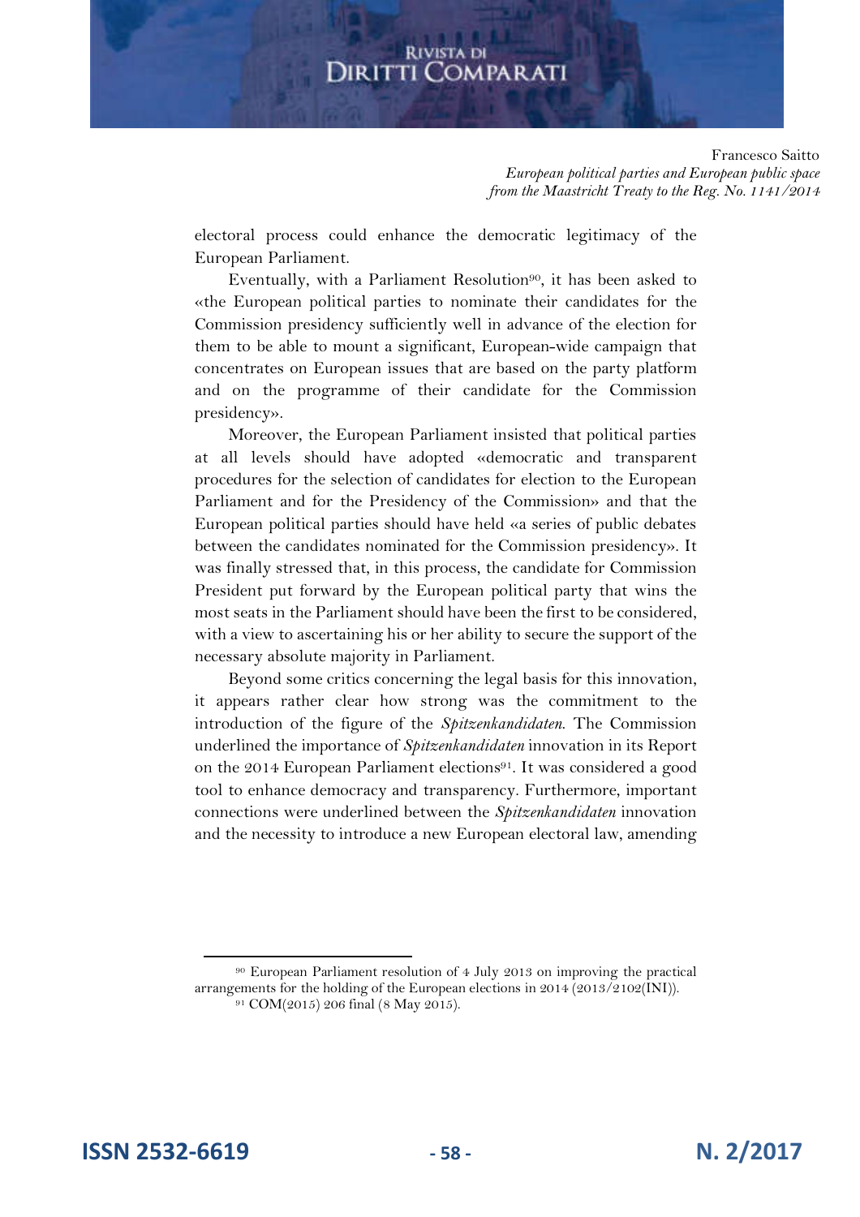electoral process could enhance the democratic legitimacy of the European Parliament.

Eventually, with a Parliament Resolution[90], it has been asked to «the European political parties to nominate their candidates for the Commission presidency sufficiently well in advance of the election for them to be able to mount a significant, European-wide campaign that concentrates on European issues that are based on the party platform and on the programme of their candidate for the Commission presidency».

Moreover, the European Parliament insisted that political parties at all levels should have adopted «democratic and transparent procedures for the selection of candidates for election to the European Parliament and for the Presidency of the Commission» and that the European political parties should have held «a series of public debates between the candidates nominated for the Commission presidency». It was finally stressed that, in this process, the candidate for Commission President put forward by the European political party that wins the most seats in the Parliament should have been the first to be considered, with a view to ascertaining his or her ability to secure the support of the necessary absolute majority in Parliament.

Beyond some critics concerning the legal basis for this innovation, it appears rather clear how strong was the commitment to the introduction of the figure of the *Spitzenkandidaten*. The Commission underlined the importance of *Spitzenkandidaten* innovation in its Report on the 2014 European Parliament elections[91]. It was considered a good tool to enhance democracy and transparency. Furthermore, important connections were underlined between the *Spitzenkandidaten* innovation and the necessity to introduce a new European electoral law, amending

---

[90] European Parliament resolution of 4 July 2013 on improving the practical arrangements for the holding of the European elections in 2014 (2013/2102(INI)).

[91] COM(2015) 206 final (8 May 2015).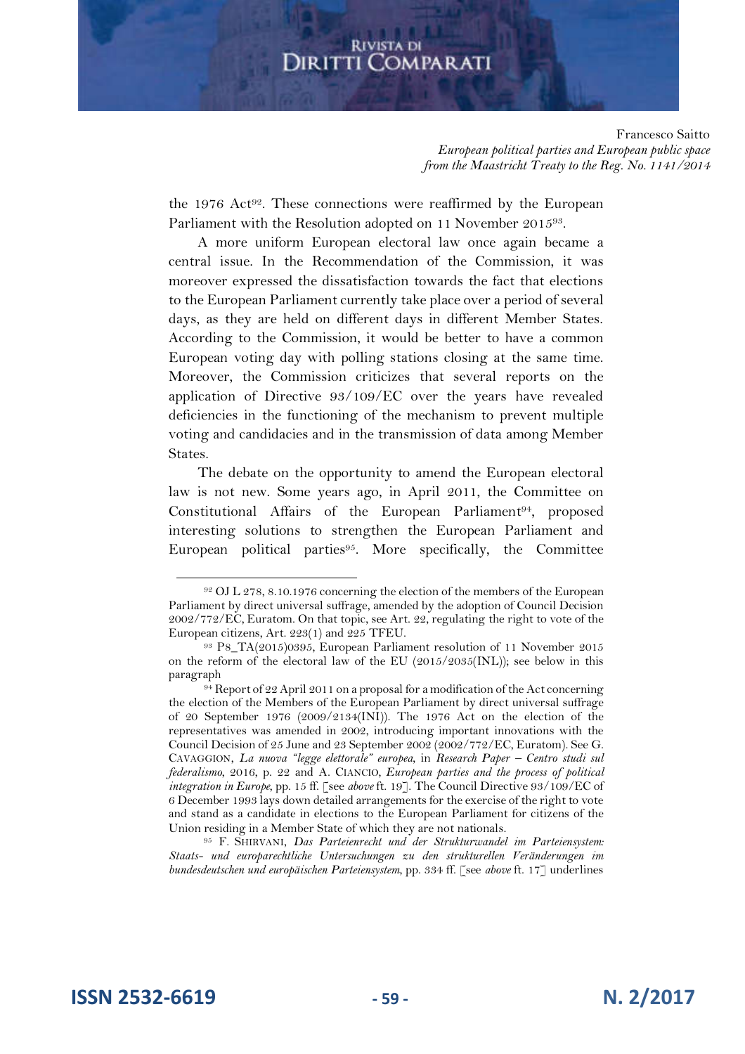the 1976 Act[92]. These connections were reaffirmed by the European Parliament with the Resolution adopted on 11 November 2015[93].

A more uniform European electoral law once again became a central issue. In the Recommendation of the Commission, it was moreover expressed the dissatisfaction towards the fact that elections to the European Parliament currently take place over a period of several days, as they are held on different days in different Member States. According to the Commission, it would be better to have a common European voting day with polling stations closing at the same time. Moreover, the Commission criticizes that several reports on the application of Directive 93/109/EC over the years have revealed deficiencies in the functioning of the mechanism to prevent multiple voting and candidacies and in the transmission of data among Member States.

The debate on the opportunity to amend the European electoral law is not new. Some years ago, in April 2011, the Committee on Constitutional Affairs of the European Parliament[94], proposed interesting solutions to strengthen the European Parliament and European political parties[95]. More specifically, the Committee

---

[92] OJ L 278, 8.10.1976 concerning the election of the members of the European Parliament by direct universal suffrage, amended by the adoption of Council Decision 2002/772/EC, Euratom. On that topic, see Art. 22, regulating the right to vote of the European citizens, Art. 223(1) and 225 TFEU.

[93] P8_TA(2015)0395, European Parliament resolution of 11 November 2015 on the reform of the electoral law of the EU (2015/2035(INL)); see below in this paragraph

[94] Report of 22 April 2011 on a proposal for a modification of the Act concerning the election of the Members of the European Parliament by direct universal suffrage of 20 September 1976 (2009/2134(INI)). The 1976 Act on the election of the representatives was amended in 2002, introducing important innovations with the Council Decision of 25 June and 23 September 2002 (2002/772/EC, Euratom). See G. CAVAGGION, *La nuova "legge elettorale" europea*, in *Research Paper – Centro studi sul federalismo*, 2016, p. 22 and A. CIANCIO, *European parties and the process of political integration in Europe*, pp. 15 ff. [see *above* ft. 19]. The Council Directive 93/109/EC of 6 December 1993 lays down detailed arrangements for the exercise of the right to vote and stand as a candidate in elections to the European Parliament for citizens of the Union residing in a Member State of which they are not nationals.

[95] F. SHIRVANI, *Das Parteienrecht und der Strukturwandel im Parteiensystem: Staats- und europarechtliche Untersuchungen zu den strukturellen Veränderungen im bundesdeutschen und europäischen Parteiensystem*, pp. 334 ff. [see *above* ft. 17] underlines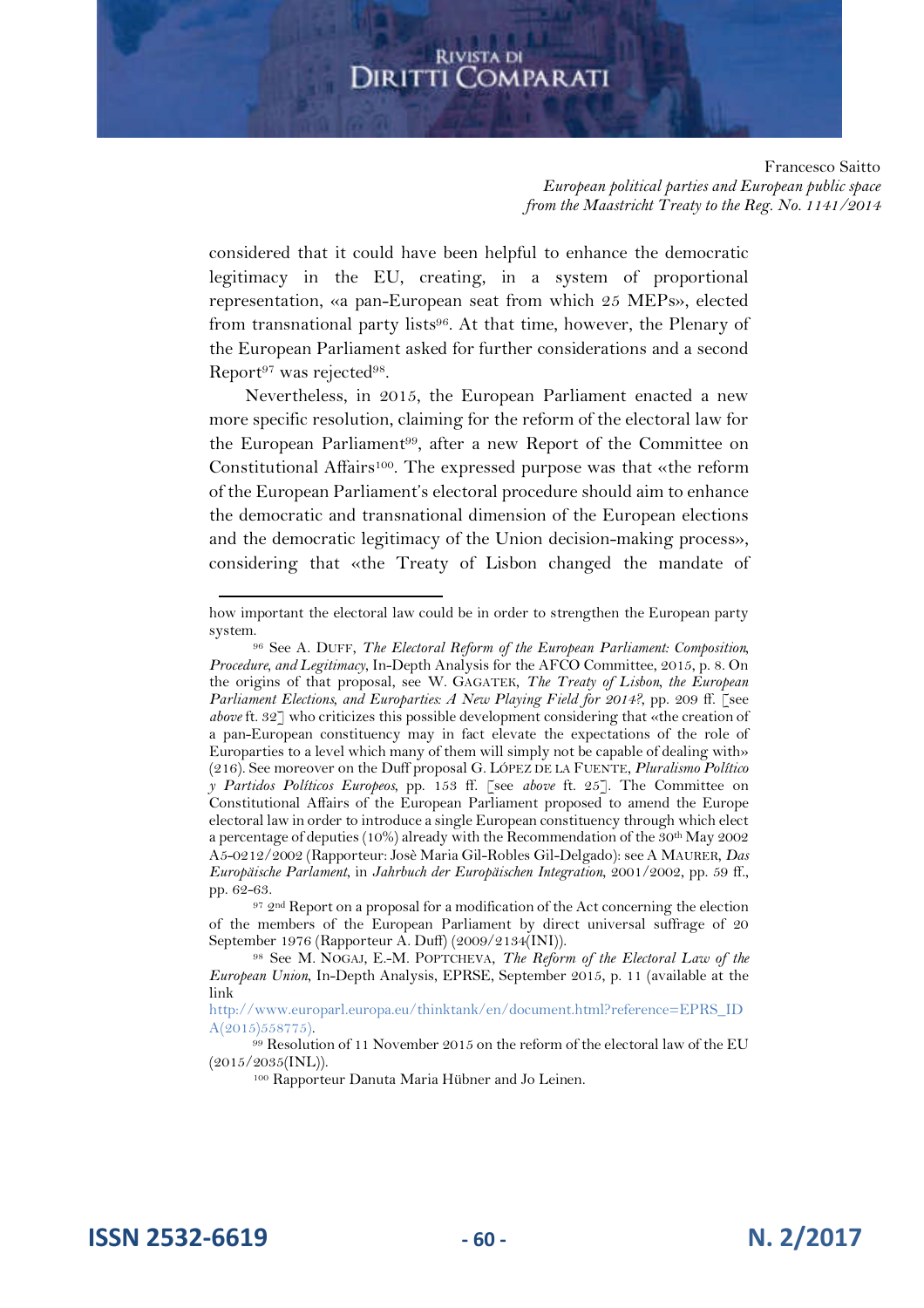considered that it could have been helpful to enhance the democratic legitimacy in the EU, creating, in a system of proportional representation, «a pan-European seat from which 25 MEPs», elected from transnational party lists[96]. At that time, however, the Plenary of the European Parliament asked for further considerations and a second Report[97] was rejected[98].

Nevertheless, in 2015, the European Parliament enacted a new more specific resolution, claiming for the reform of the electoral law for the European Parliament[99], after a new Report of the Committee on Constitutional Affairs[100]. The expressed purpose was that «the reform of the European Parliament's electoral procedure should aim to enhance the democratic and transnational dimension of the European elections and the democratic legitimacy of the Union decision-making process», considering that «the Treaty of Lisbon changed the mandate of

---

how important the electoral law could be in order to strengthen the European party system.

[96] See A. DUFF, *The Electoral Reform of the European Parliament: Composition, Procedure, and Legitimacy*, In-Depth Analysis for the AFCO Committee, 2015, p. 8. On the origins of that proposal, see W. GAGATEK, *The Treaty of Lisbon, the European Parliament Elections, and Europarties: A New Playing Field for 2014?*, pp. 209 ff. [see *above* ft. 32] who criticizes this possible development considering that «the creation of a pan-European constituency may in fact elevate the expectations of the role of Europarties to a level which many of them will simply not be capable of dealing with» (216). See moreover on the Duff proposal G. LÓPEZ DE LA FUENTE, *Pluralismo Político y Partidos Políticos Europeos*, pp. 153 ff. [see *above* ft. 25]. The Committee on Constitutional Affairs of the European Parliament proposed to amend the Europe electoral law in order to introduce a single European constituency through which elect a percentage of deputies (10%) already with the Recommendation of the 30th May 2002 A5-0212/2002 (Rapporteur: Josè Maria Gil-Robles Gil-Delgado): see A MAURER, *Das Europäische Parlament*, in *Jahrbuch der Europäischen Integration*, 2001/2002, pp. 59 ff., pp. 62-63.

[97] 2nd Report on a proposal for a modification of the Act concerning the election of the members of the European Parliament by direct universal suffrage of 20 September 1976 (Rapporteur A. Duff) (2009/2134(INI)).

[98] See M. NOGAJ, E.-M. POPTCHEVA, *The Reform of the Electoral Law of the European Union*, In-Depth Analysis, EPRSE, September 2015, p. 11 (available at the link http://www.europarl.europa.eu/thinktank/en/document.html?reference=EPRS_IDA(2015)558775).

[99] Resolution of 11 November 2015 on the reform of the electoral law of the EU (2015/2035(INL)).

[100] Rapporteur Danuta Maria Hübner and Jo Leinen.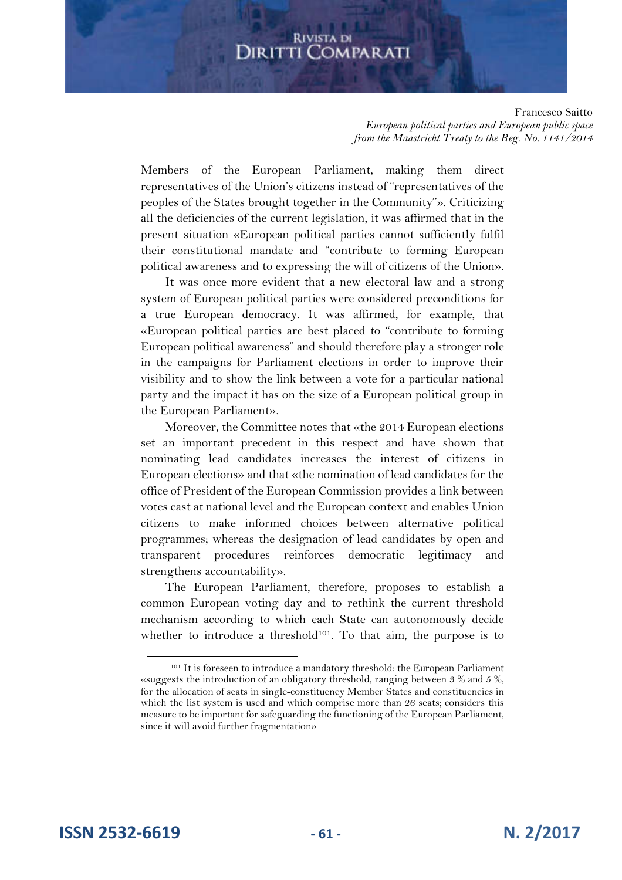Members of the European Parliament, making them direct representatives of the Union's citizens instead of "representatives of the peoples of the States brought together in the Community"». Criticizing all the deficiencies of the current legislation, it was affirmed that in the present situation «European political parties cannot sufficiently fulfil their constitutional mandate and "contribute to forming European political awareness and to expressing the will of citizens of the Union».

It was once more evident that a new electoral law and a strong system of European political parties were considered preconditions for a true European democracy. It was affirmed, for example, that «European political parties are best placed to "contribute to forming European political awareness" and should therefore play a stronger role in the campaigns for Parliament elections in order to improve their visibility and to show the link between a vote for a particular national party and the impact it has on the size of a European political group in the European Parliament».

Moreover, the Committee notes that «the 2014 European elections set an important precedent in this respect and have shown that nominating lead candidates increases the interest of citizens in European elections» and that «the nomination of lead candidates for the office of President of the European Commission provides a link between votes cast at national level and the European context and enables Union citizens to make informed choices between alternative political programmes; whereas the designation of lead candidates by open and transparent procedures reinforces democratic legitimacy and strengthens accountability».

The European Parliament, therefore, proposes to establish a common European voting day and to rethink the current threshold mechanism according to which each State can autonomously decide whether to introduce a threshold[101]. To that aim, the purpose is to

---

[101] It is foreseen to introduce a mandatory threshold: the European Parliament «suggests the introduction of an obligatory threshold, ranging between 3 % and 5 %, for the allocation of seats in single-constituency Member States and constituencies in which the list system is used and which comprise more than 26 seats; considers this measure to be important for safeguarding the functioning of the European Parliament, since it will avoid further fragmentation»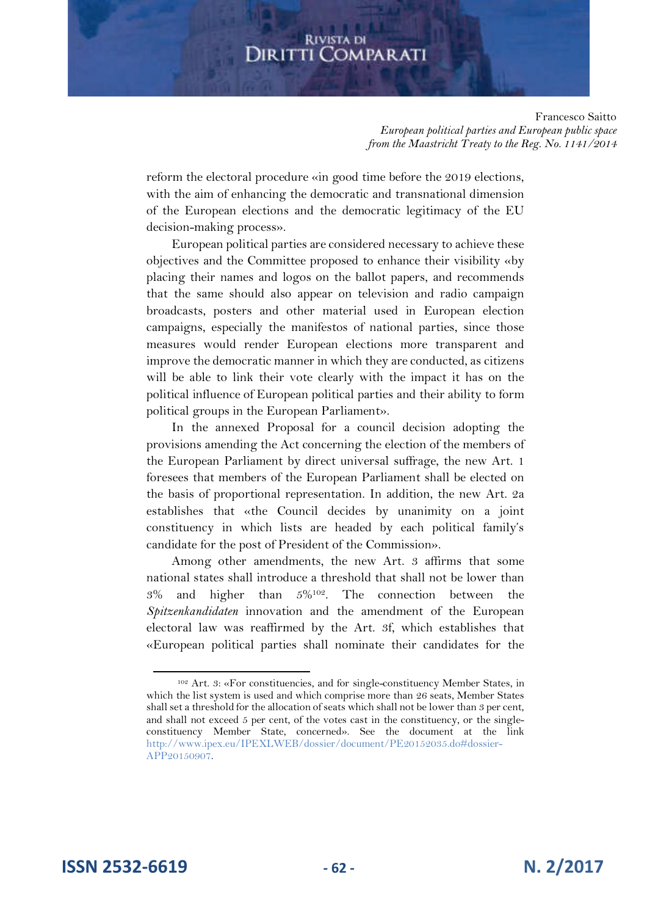reform the electoral procedure «in good time before the 2019 elections, with the aim of enhancing the democratic and transnational dimension of the European elections and the democratic legitimacy of the EU decision-making process».

European political parties are considered necessary to achieve these objectives and the Committee proposed to enhance their visibility «by placing their names and logos on the ballot papers, and recommends that the same should also appear on television and radio campaign broadcasts, posters and other material used in European election campaigns, especially the manifestos of national parties, since those measures would render European elections more transparent and improve the democratic manner in which they are conducted, as citizens will be able to link their vote clearly with the impact it has on the political influence of European political parties and their ability to form political groups in the European Parliament».

In the annexed Proposal for a council decision adopting the provisions amending the Act concerning the election of the members of the European Parliament by direct universal suffrage, the new Art. 1 foresees that members of the European Parliament shall be elected on the basis of proportional representation. In addition, the new Art. 2a establishes that «the Council decides by unanimity on a joint constituency in which lists are headed by each political family's candidate for the post of President of the Commission».

Among other amendments, the new Art. 3 affirms that some national states shall introduce a threshold that shall not be lower than 3% and higher than 5%[102]. The connection between the *Spitzenkandidaten* innovation and the amendment of the European electoral law was reaffirmed by the Art. 3f, which establishes that «European political parties shall nominate their candidates for the

---

[102] Art. 3: «For constituencies, and for single-constituency Member States, in which the list system is used and which comprise more than 26 seats, Member States shall set a threshold for the allocation of seats which shall not be lower than 3 per cent, and shall not exceed 5 per cent, of the votes cast in the constituency, or the single-constituency Member State, concerned». See the document at the link http://www.ipex.eu/IPEXLWEB/dossier/document/PE20152035.do#dossier-APP20150907.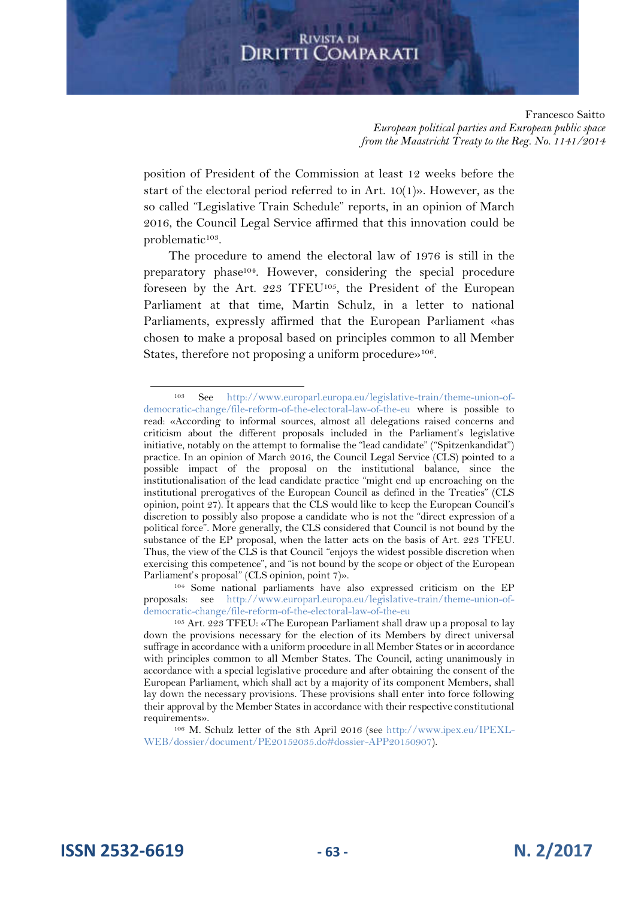position of President of the Commission at least 12 weeks before the start of the electoral period referred to in Art. 10(1)». However, as the so called "Legislative Train Schedule" reports, in an opinion of March 2016, the Council Legal Service affirmed that this innovation could be problematic[103].

The procedure to amend the electoral law of 1976 is still in the preparatory phase[104]. However, considering the special procedure foreseen by the Art. 223 TFEU[105], the President of the European Parliament at that time, Martin Schulz, in a letter to national Parliaments, expressly affirmed that the European Parliament «has chosen to make a proposal based on principles common to all Member States, therefore not proposing a uniform procedure»[106].

---

[103] See http://www.europarl.europa.eu/legislative-train/theme-union-of-democratic-change/file-reform-of-the-electoral-law-of-the-eu where is possible to read: «According to informal sources, almost all delegations raised concerns and criticism about the different proposals included in the Parliament's legislative initiative, notably on the attempt to formalise the "lead candidate" ("Spitzenkandidat") practice. In an opinion of March 2016, the Council Legal Service (CLS) pointed to a possible impact of the proposal on the institutional balance, since the institutionalisation of the lead candidate practice "might end up encroaching on the institutional prerogatives of the European Council as defined in the Treaties" (CLS opinion, point 27). It appears that the CLS would like to keep the European Council's discretion to possibly also propose a candidate who is not the "direct expression of a political force". More generally, the CLS considered that Council is not bound by the substance of the EP proposal, when the latter acts on the basis of Art. 223 TFEU. Thus, the view of the CLS is that Council "enjoys the widest possible discretion when exercising this competence", and "is not bound by the scope or object of the European Parliament's proposal" (CLS opinion, point 7)».

[104] Some national parliaments have also expressed criticism on the EP proposals: see http://www.europarl.europa.eu/legislative-train/theme-union-of-democratic-change/file-reform-of-the-electoral-law-of-the-eu

[105] Art. 223 TFEU: «The European Parliament shall draw up a proposal to lay down the provisions necessary for the election of its Members by direct universal suffrage in accordance with a uniform procedure in all Member States or in accordance with principles common to all Member States. The Council, acting unanimously in accordance with a special legislative procedure and after obtaining the consent of the European Parliament, which shall act by a majority of its component Members, shall lay down the necessary provisions. These provisions shall enter into force following their approval by the Member States in accordance with their respective constitutional requirements».

[106] M. Schulz letter of the 8th April 2016 (see http://www.ipex.eu/IPEXL-WEB/dossier/document/PE20152035.do#dossier-APP20150907).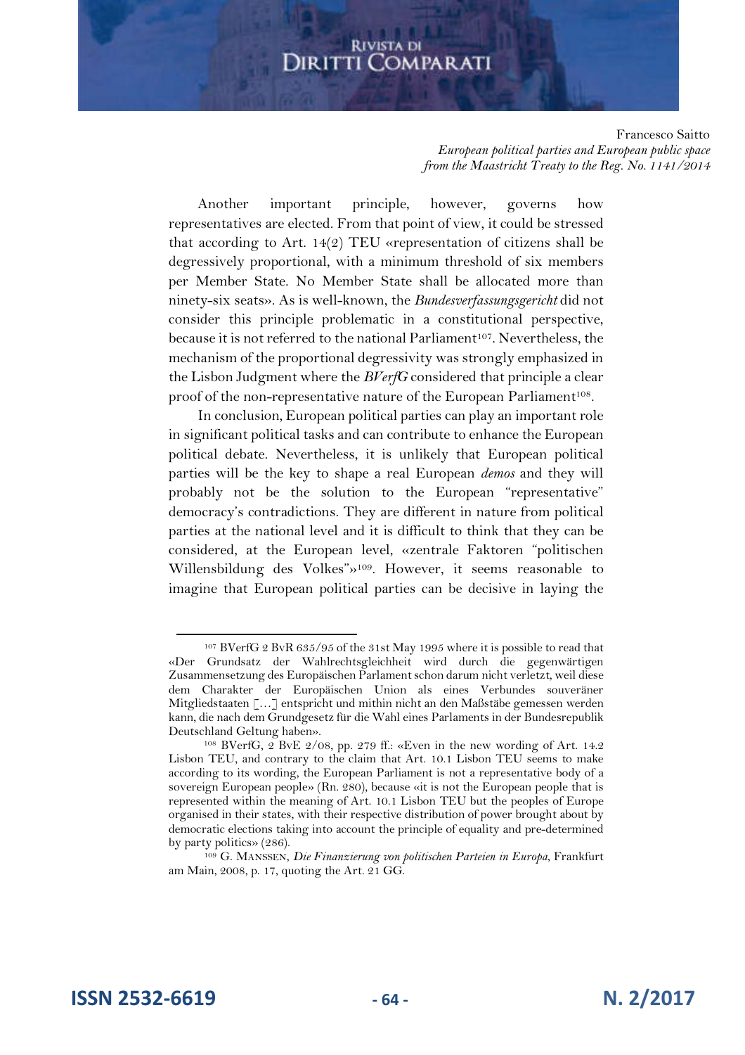Another important principle, however, governs how representatives are elected. From that point of view, it could be stressed that according to Art. 14(2) TEU «representation of citizens shall be degressively proportional, with a minimum threshold of six members per Member State. No Member State shall be allocated more than ninety-six seats». As is well-known, the *Bundesverfassungsgericht* did not consider this principle problematic in a constitutional perspective, because it is not referred to the national Parliament[107]. Nevertheless, the mechanism of the proportional degressivity was strongly emphasized in the Lisbon Judgment where the *BVerfG* considered that principle a clear proof of the non-representative nature of the European Parliament[108].

In conclusion, European political parties can play an important role in significant political tasks and can contribute to enhance the European political debate. Nevertheless, it is unlikely that European political parties will be the key to shape a real European *demos* and they will probably not be the solution to the European "representative" democracy's contradictions. They are different in nature from political parties at the national level and it is difficult to think that they can be considered, at the European level, «zentrale Faktoren "politischen Willensbildung des Volkes"»[109]. However, it seems reasonable to imagine that European political parties can be decisive in laying the

---

[107] BVerfG 2 BvR 635/95 of the 31st May 1995 where it is possible to read that «Der Grundsatz der Wahlrechtsgleichheit wird durch die gegenwärtigen Zusammensetzung des Europäischen Parlament schon darum nicht verletzt, weil diese dem Charakter der Europäischen Union als eines Verbundes souveräner Mitgliedstaaten […] entspricht und mithin nicht an den Maßstäbe gemessen werden kann, die nach dem Grundgesetz für die Wahl eines Parlaments in der Bundesrepublik Deutschland Geltung haben».

[108] BVerfG, 2 BvE 2/08, pp. 279 ff.: «Even in the new wording of Art. 14.2 Lisbon TEU, and contrary to the claim that Art. 10.1 Lisbon TEU seems to make according to its wording, the European Parliament is not a representative body of a sovereign European people» (Rn. 280), because «it is not the European people that is represented within the meaning of Art. 10.1 Lisbon TEU but the peoples of Europe organised in their states, with their respective distribution of power brought about by democratic elections taking into account the principle of equality and pre-determined by party politics» (286).

[109] G. MANSSEN, *Die Finanzierung von politischen Parteien in Europa*, Frankfurt am Main, 2008, p. 17, quoting the Art. 21 GG.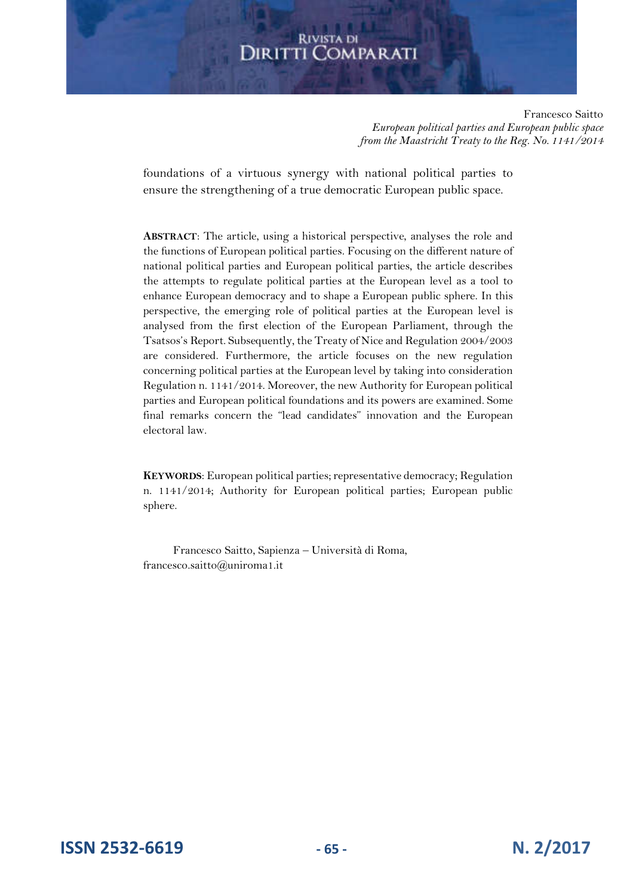foundations of a virtuous synergy with national political parties to ensure the strengthening of a true democratic European public space.

**ABSTRACT**: The article, using a historical perspective, analyses the role and the functions of European political parties. Focusing on the different nature of national political parties and European political parties, the article describes the attempts to regulate political parties at the European level as a tool to enhance European democracy and to shape a European public sphere. In this perspective, the emerging role of political parties at the European level is analysed from the first election of the European Parliament, through the Tsatsos's Report. Subsequently, the Treaty of Nice and Regulation 2004/2003 are considered. Furthermore, the article focuses on the new regulation concerning political parties at the European level by taking into consideration Regulation n. 1141/2014. Moreover, the new Authority for European political parties and European political foundations and its powers are examined. Some final remarks concern the "lead candidates" innovation and the European electoral law.

**KEYWORDS**: European political parties; representative democracy; Regulation n. 1141/2014; Authority for European political parties; European public sphere.

Francesco Saitto, Sapienza – Università di Roma, francesco.saitto@uniroma1.it